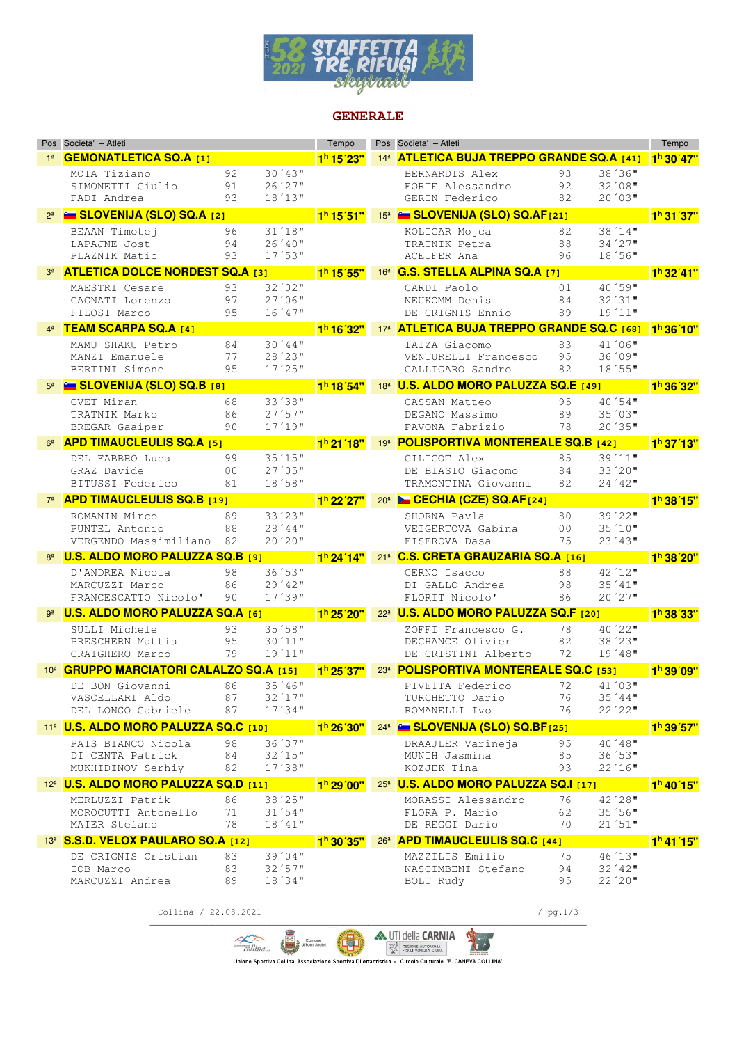# 58 STAFFETTA TRE RIFUGI skytrail 2021

## GENERALE

| Pos | Societa' – Atleti | | | Tempo |
|---|---|---|---|---|
| 1ª | **GEMONATLETICA SQ.A [1]** | | | 1h 15´23" |
| | MOIA Tiziano | 92 | 30´43" | |
| | SIMONETTI Giulio | 91 | 26´27" | |
| | FADI Andrea | 93 | 18´13" | |
| 2ª | **SLOVENIJA (SLO) SQ.A [2]** | | | 1h 15´51" |
| | BEAAN Timotej | 96 | 31´18" | |
| | LAPAJNE Jost | 94 | 26´40" | |
| | PLAZNIK Matic | 93 | 17´53" | |
| 3ª | **ATLETICA DOLCE NORDEST SQ.A [3]** | | | 1h 15´55" |
| | MAESTRI Cesare | 93 | 32´02" | |
| | CAGNATI Lorenzo | 97 | 27´06" | |
| | FILOSI Marco | 95 | 16´47" | |
| 4ª | **TEAM SCARPA SQ.A [4]** | | | 1h 16´32" |
| | MAMU SHAKU Petro | 84 | 30´44" | |
| | MANZI Emanuele | 77 | 28´23" | |
| | BERTINI Simone | 95 | 17´25" | |
| 5ª | **SLOVENIJA (SLO) SQ.B [8]** | | | 1h 18´54" |
| | CVET Miran | 68 | 33´38" | |
| | TRATNIK Marko | 86 | 27´57" | |
| | BREGAR Gaaiper | 90 | 17´19" | |
| 6ª | **APD TIMAUCLEULIS SQ.A [5]** | | | 1h 21´18" |
| | DEL FABBRO Luca | 99 | 35´15" | |
| | GRAZ Davide | 00 | 27´05" | |
| | BITUSSI Federico | 81 | 18´58" | |
| 7ª | **APD TIMAUCLEULIS SQ.B [19]** | | | 1h 22´27" |
| | ROMANIN Mirco | 89 | 33´23" | |
| | PUNTEL Antonio | 88 | 28´44" | |
| | VERGENDO Massimiliano | 82 | 20´20" | |
| 8ª | **U.S. ALDO MORO PALUZZA SQ.B [9]** | | | 1h 24´14" |
| | D'ANDREA Nicola | 98 | 36´53" | |
| | MARCUZZI Marco | 86 | 29´42" | |
| | FRANCESCATTO Nicolo' | 90 | 17´39" | |
| 9ª | **U.S. ALDO MORO PALUZZA SQ.A [6]** | | | 1h 25´20" |
| | SULLI Michele | 93 | 35´58" | |
| | PRESCHERN Mattia | 95 | 30´11" | |
| | CRAIGHERO Marco | 79 | 19´11" | |
| 10ª | **GRUPPO MARCIATORI CALALZO SQ.A [15]** | | | 1h 25´37" |
| | DE BON Giovanni | 86 | 35´46" | |
| | VASCELLARI Aldo | 87 | 32´17" | |
| | DEL LONGO Gabriele | 87 | 17´34" | |
| 11ª | **U.S. ALDO MORO PALUZZA SQ.C [10]** | | | 1h 26´30" |
| | PAIS BIANCO Nicola | 98 | 36´37" | |
| | DI CENTA Patrick | 84 | 32´15" | |
| | MUKHIDINOV Serhiy | 82 | 17´38" | |
| 12ª | **U.S. ALDO MORO PALUZZA SQ.D [11]** | | | 1h 29´00" |
| | MERLUZZI Patrik | 86 | 38´25" | |
| | MOROCUTTI Antonello | 71 | 31´54" | |
| | MAIER Stefano | 78 | 18´41" | |
| 13ª | **S.S.D. VELOX PAULARO SQ.A [12]** | | | 1h 30´35" |
| | DE CRIGNIS Cristian | 83 | 39´04" | |
| | IOB Marco | 83 | 32´57" | |
| | MARCUZZI Andrea | 89 | 18´34" | |
| 14ª | **ATLETICA BUJA TREPPO GRANDE SQ.A [41]** | | | 1h 30´47" |
| | BERNARDIS Alex | 93 | 38´36" | |
| | FORTE Alessandro | 92 | 32´08" | |
| | GERIN Federico | 82 | 20´03" | |
| 15ª | **SLOVENIJA (SLO) SQ.AF [21]** | | | 1h 31´37" |
| | KOLIGAR Mojca | 82 | 38´14" | |
| | TRATNIK Petra | 88 | 34´27" | |
| | ACEUFER Ana | 96 | 18´56" | |
| 16ª | **G.S. STELLA ALPINA SQ.A [7]** | | | 1h 32´41" |
| | CARDI Paolo | 01 | 40´59" | |
| | NEUKOMM Denis | 84 | 32´31" | |
| | DE CRIGNIS Ennio | 89 | 19´11" | |
| 17ª | **ATLETICA BUJA TREPPO GRANDE SQ.C [68]** | | | 1h 36´10" |
| | IAIZA Giacomo | 83 | 41´06" | |
| | VENTURELLI Francesco | 95 | 36´09" | |
| | CALLIGARO Sandro | 82 | 18´55" | |
| 18ª | **U.S. ALDO MORO PALUZZA SQ.E [49]** | | | 1h 36´32" |
| | CASSAN Matteo | 95 | 40´54" | |
| | DEGANO Massimo | 89 | 35´03" | |
| | PAVONA Fabrizio | 78 | 20´35" | |
| 19ª | **POLISPORTIVA MONTEREALE SQ.B [42]** | | | 1h 37´13" |
| | CILIGOT Alex | 85 | 39´11" | |
| | DE BIASIO Giacomo | 84 | 33´20" | |
| | TRAMONTINA Giovanni | 82 | 24´42" | |
| 20ª | **CECHIA (CZE) SQ.AF [24]** | | | 1h 38´15" |
| | SHORNA Pavla | 80 | 39´22" | |
| | VEIGERTOVA Gabina | 00 | 35´10" | |
| | FISEROVA Dasa | 75 | 23´43" | |
| 21ª | **C.S. CRETA GRAUZARIA SQ.A [16]** | | | 1h 38´20" |
| | CERNO Isacco | 88 | 42´12" | |
| | DI GALLO Andrea | 98 | 35´41" | |
| | FLORIT Nicolo' | 86 | 20´27" | |
| 22ª | **U.S. ALDO MORO PALUZZA SQ.F [20]** | | | 1h 38´33" |
| | ZOFFI Francesco G. | 78 | 40´22" | |
| | DECHANCE Olivier | 82 | 38´23" | |
| | DE CRISTINI Alberto | 72 | 19´48" | |
| 23ª | **POLISPORTIVA MONTEREALE SQ.C [53]** | | | 1h 39´09" |
| | PIVETTA Federico | 72 | 41´03" | |
| | TURCHETTO Dario | 76 | 35´44" | |
| | ROMANELLI Ivo | 76 | 22´22" | |
| 24ª | **SLOVENIJA (SLO) SQ.BF [25]** | | | 1h 39´57" |
| | DRAAJLER Varineja | 95 | 40´48" | |
| | MUNIH Jasmina | 85 | 36´53" | |
| | KOZJEK Tina | 93 | 22´16" | |
| 25ª | **U.S. ALDO MORO PALUZZA SQ.I [17]** | | | 1h 40´15" |
| | MORASSI Alessandro | 76 | 42´28" | |
| | FLORA P. Mario | 62 | 35´56" | |
| | DE REGGI Dario | 70 | 21´51" | |
| 26ª | **APD TIMAUCLEULIS SQ.C [44]** | | | 1h 41´15" |
| | MAZZILIS Emilio | 75 | 46´13" | |
| | NASCIMBENI Stefano | 94 | 32´42" | |
| | BOLT Rudy | 95 | 22´20" | |

Collina / 22.08.2021

Unione Sportiva Collina Associazione Sportiva Dilettantistica - Circolo Culturale "E. CANEVA COLLINA"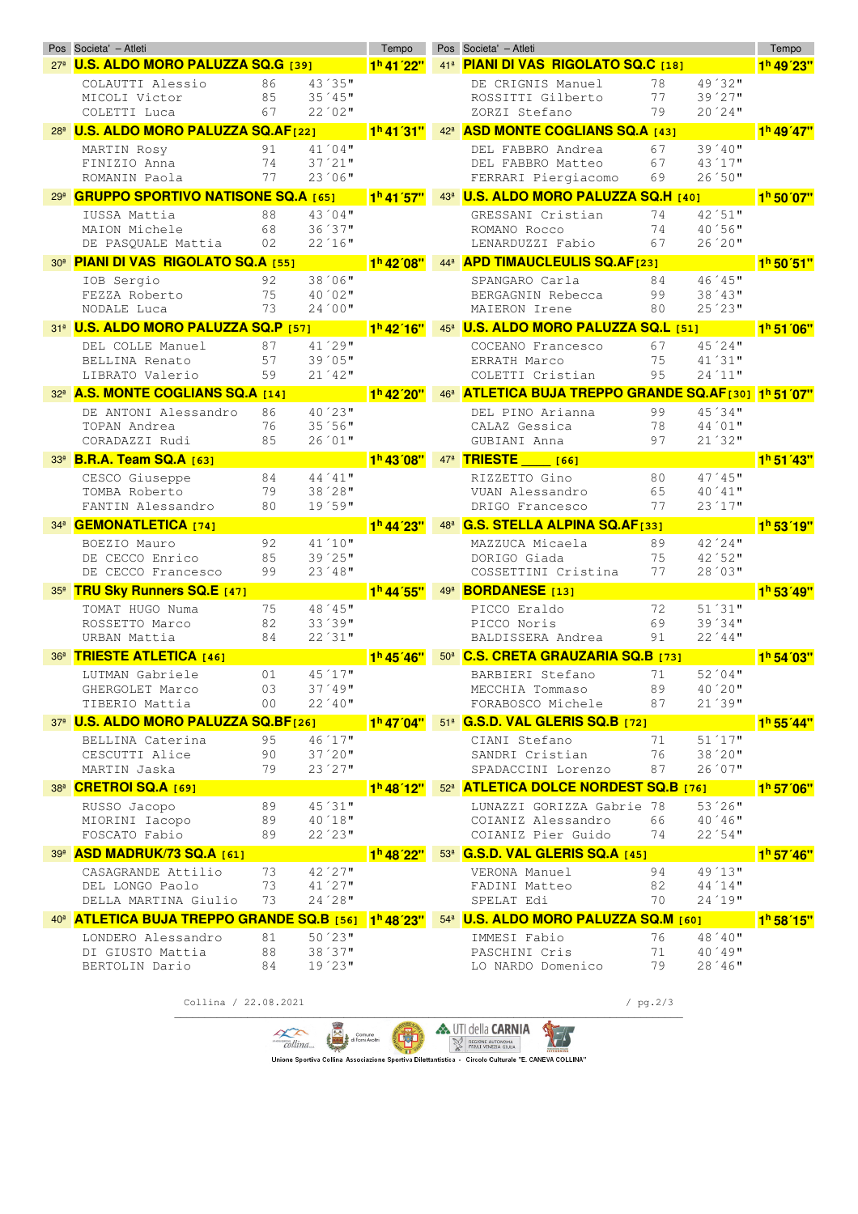| Pos | Societa' – Atleti | | | Tempo |
|---|---|---|---|---|
| 27ª | **U.S. ALDO MORO PALUZZA SQ.G [39]** | | | **1h 41´22"** |
| | COLAUTTI Alessio | 86 | 43´35" | |
| | MICOLI Victor | 85 | 35´45" | |
| | COLETTI Luca | 67 | 22´02" | |
| 28ª | **U.S. ALDO MORO PALUZZA SQ.AF [22]** | | | **1h 41´31"** |
| | MARTIN Rosy | 91 | 41´04" | |
| | FINIZIO Anna | 74 | 37´21" | |
| | ROMANIN Paola | 77 | 23´06" | |
| 29ª | **GRUPPO SPORTIVO NATISONE SQ.A [65]** | | | **1h 41´57"** |
| | IUSSA Mattia | 88 | 43´04" | |
| | MAION Michele | 68 | 36´37" | |
| | DE PASQUALE Mattia | 02 | 22´16" | |
| 30ª | **PIANI DI VAS RIGOLATO SQ.A [55]** | | | **1h 42´08"** |
| | IOB Sergio | 92 | 38´06" | |
| | FEZZA Roberto | 75 | 40´02" | |
| | NODALE Luca | 73 | 24´00" | |
| 31ª | **U.S. ALDO MORO PALUZZA SQ.P [57]** | | | **1h 42´16"** |
| | DEL COLLE Manuel | 87 | 41´29" | |
| | BELLINA Renato | 57 | 39´05" | |
| | LIBRATO Valerio | 59 | 21´42" | |
| 32ª | **A.S. MONTE COGLIANS SQ.A [14]** | | | **1h 42´20"** |
| | DE ANTONI Alessandro | 86 | 40´23" | |
| | TOPAN Andrea | 76 | 35´56" | |
| | CORADAZZI Rudi | 85 | 26´01" | |
| 33ª | **B.R.A. Team SQ.A [63]** | | | **1h 43´08"** |
| | CESCO Giuseppe | 84 | 44´41" | |
| | TOMBA Roberto | 79 | 38´28" | |
| | FANTIN Alessandro | 80 | 19´59" | |
| 34ª | **GEMONATLETICA [74]** | | | **1h 44´23"** |
| | BOEZIO Mauro | 92 | 41´10" | |
| | DE CECCO Enrico | 85 | 39´25" | |
| | DE CECCO Francesco | 99 | 23´48" | |
| 35ª | **TRU Sky Runners SQ.E [47]** | | | **1h 44´55"** |
| | TOMAT HUGO Numa | 75 | 48´45" | |
| | ROSSETTO Marco | 82 | 33´39" | |
| | URBAN Mattia | 84 | 22´31" | |
| 36ª | **TRIESTE ATLETICA [46]** | | | **1h 45´46"** |
| | LUTMAN Gabriele | 01 | 45´17" | |
| | GHERGOLET Marco | 03 | 37´49" | |
| | TIBERIO Mattia | 00 | 22´40" | |
| 37ª | **U.S. ALDO MORO PALUZZA SQ.BF [26]** | | | **1h 47´04"** |
| | BELLINA Caterina | 95 | 46´17" | |
| | CESCUTTI Alice | 90 | 37´20" | |
| | MARTIN Jaska | 79 | 23´27" | |
| 38ª | **CRETROI SQ.A [69]** | | | **1h 48´12"** |
| | RUSSO Jacopo | 89 | 45´31" | |
| | MIORINI Iacopo | 89 | 40´18" | |
| | FOSCATO Fabio | 89 | 22´23" | |
| 39ª | **ASD MADRUK/73 SQ.A [61]** | | | **1h 48´22"** |
| | CASAGRANDE Attilio | 73 | 42´27" | |
| | DEL LONGO Paolo | 73 | 41´27" | |
| | DELLA MARTINA Giulio | 73 | 24´28" | |
| 40ª | **ATLETICA BUJA TREPPO GRANDE SQ.B [56]** | | | **1h 48´23"** |
| | LONDERO Alessandro | 81 | 50´23" | |
| | DI GIUSTO Mattia | 88 | 38´37" | |
| | BERTOLIN Dario | 84 | 19´23" | |
| 41ª | **PIANI DI VAS RIGOLATO SQ.C [18]** | | | **1h 49´23"** |
| | DE CRIGNIS Manuel | 78 | 49´32" | |
| | ROSSITTI Gilberto | 77 | 39´27" | |
| | ZORZI Stefano | 79 | 20´24" | |
| 42ª | **ASD MONTE COGLIANS SQ.A [43]** | | | **1h 49´47"** |
| | DEL FABBRO Andrea | 67 | 39´40" | |
| | DEL FABBRO Matteo | 67 | 43´17" | |
| | FERRARI Piergiacomo | 69 | 26´50" | |
| 43ª | **U.S. ALDO MORO PALUZZA SQ.H [40]** | | | **1h 50´07"** |
| | GRESSANI Cristian | 74 | 42´51" | |
| | ROMANO Rocco | 74 | 40´56" | |
| | LENARDUZZI Fabio | 67 | 26´20" | |
| 44ª | **APD TIMAUCLEULIS SQ.AF [23]** | | | **1h 50´51"** |
| | SPANGARO Carla | 84 | 46´45" | |
| | BERGAGNIN Rebecca | 99 | 38´43" | |
| | MAIERON Irene | 80 | 25´23" | |
| 45ª | **U.S. ALDO MORO PALUZZA SQ.L [51]** | | | **1h 51´06"** |
| | COCEANO Francesco | 67 | 45´24" | |
| | ERRATH Marco | 75 | 41´31" | |
| | COLETTI Cristian | 95 | 24´11" | |
| 46ª | **ATLETICA BUJA TREPPO GRANDE SQ.AF [30]** | | | **1h 51´07"** |
| | DEL PINO Arianna | 99 | 45´34" | |
| | CALAZ Gessica | 78 | 44´01" | |
| | GUBIANI Anna | 97 | 21´32" | |
| 47ª | **TRIESTE ____ [66]** | | | **1h 51´43"** |
| | RIZZETTO Gino | 80 | 47´45" | |
| | VUAN Alessandro | 65 | 40´41" | |
| | DRIGO Francesco | 77 | 23´17" | |
| 48ª | **G.S. STELLA ALPINA SQ.AF [33]** | | | **1h 53´19"** |
| | MAZZUCA Micaela | 89 | 42´24" | |
| | DORIGO Giada | 75 | 42´52" | |
| | COSSETTINI Cristina | 77 | 28´03" | |
| 49ª | **BORDANESE [13]** | | | **1h 53´49"** |
| | PICCO Eraldo | 72 | 51´31" | |
| | PICCO Noris | 69 | 39´34" | |
| | BALDISSERA Andrea | 91 | 22´44" | |
| 50ª | **C.S. CRETA GRAUZARIA SQ.B [73]** | | | **1h 54´03"** |
| | BARBIERI Stefano | 71 | 52´04" | |
| | MECCHIA Tommaso | 89 | 40´20" | |
| | FORABOSCO Michele | 87 | 21´39" | |
| 51ª | **G.S.D. VAL GLERIS SQ.B [72]** | | | **1h 55´44"** |
| | CIANI Stefano | 71 | 51´17" | |
| | SANDRI Cristian | 76 | 38´20" | |
| | SPADACCINI Lorenzo | 87 | 26´07" | |
| 52ª | **ATLETICA DOLCE NORDEST SQ.B [76]** | | | **1h 57´06"** |
| | LUNAZZI GORIZZA Gabrie | 78 | 53´26" | |
| | COIANIZ Alessandro | 66 | 40´46" | |
| | COIANIZ Pier Guido | 74 | 22´54" | |
| 53ª | **G.S.D. VAL GLERIS SQ.A [45]** | | | **1h 57´46"** |
| | VERONA Manuel | 94 | 49´13" | |
| | FADINI Matteo | 82 | 44´14" | |
| | SPELAT Edi | 70 | 24´19" | |
| 54ª | **U.S. ALDO MORO PALUZZA SQ.M [60]** | | | **1h 58´15"** |
| | IMMESI Fabio | 76 | 48´40" | |
| | PASCHINI Cris | 71 | 40´49" | |
| | LO NARDO Domenico | 79 | 28´46" | |

Collina / 22.08.2021

Unione Sportiva Collina Associazione Sportiva Dilettantistica - Circolo Culturale "E. CANEVA COLLINA"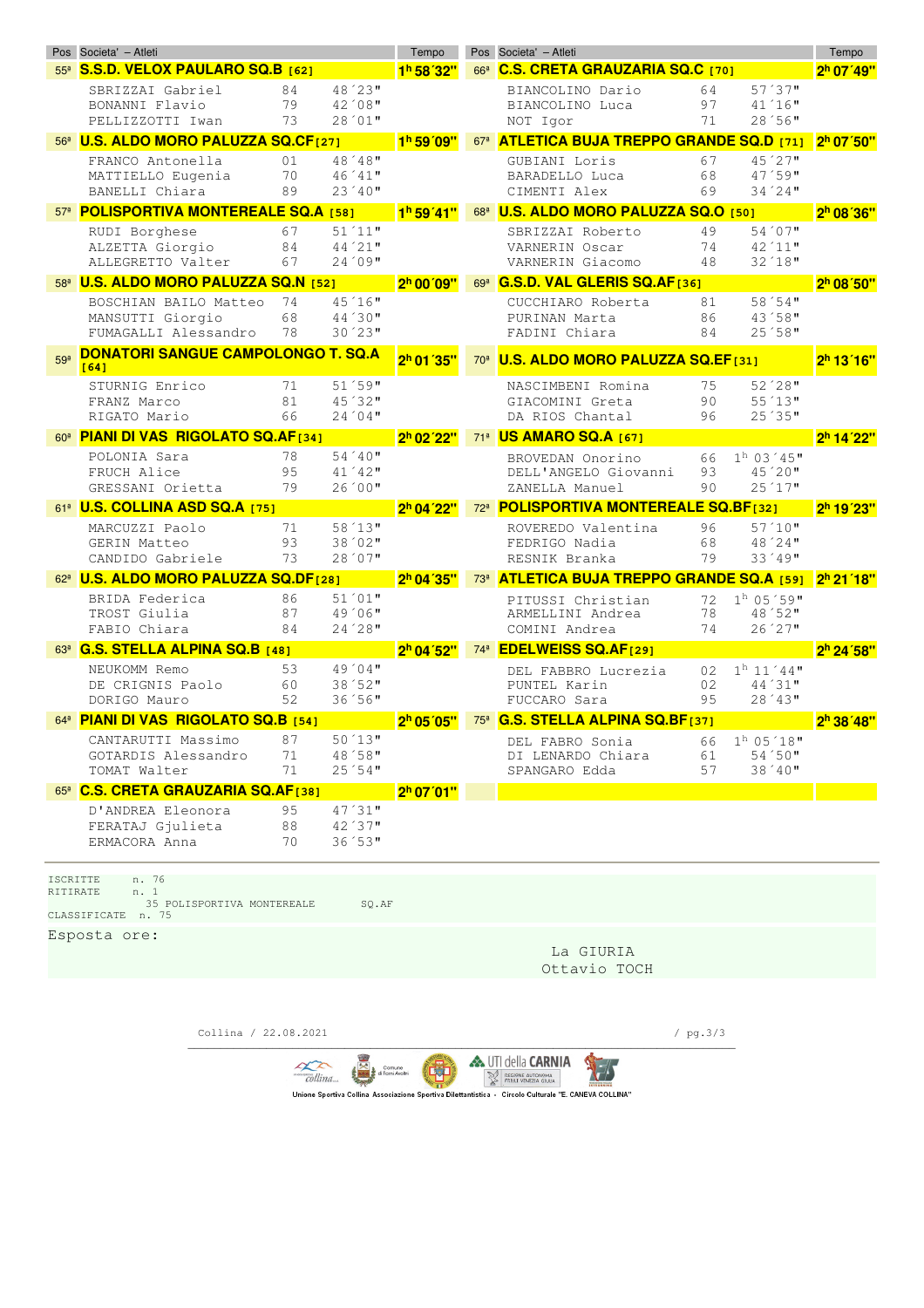| Pos | Societa' – Atleti | | | Tempo |
|---|---|---|---|---|
| 55ª | **S.S.D. VELOX PAULARO SQ.B [62]** | | | **1h 58´32"** |
| | SBRIZZAI Gabriel | 84 | 48´23" | |
| | BONANNI Flavio | 79 | 42´08" | |
| | PELLIZZOTTI Iwan | 73 | 28´01" | |
| 56ª | **U.S. ALDO MORO PALUZZA SQ.CF [27]** | | | **1h 59´09"** |
| | FRANCO Antonella | 01 | 48´48" | |
| | MATTIELLO Eugenia | 70 | 46´41" | |
| | BANELLI Chiara | 89 | 23´40" | |
| 57ª | **POLISPORTIVA MONTEREALE SQ.A [58]** | | | **1h 59´41"** |
| | RUDI Borghese | 67 | 51´11" | |
| | ALZETTA Giorgio | 84 | 44´21" | |
| | ALLEGRETTO Valter | 67 | 24´09" | |
| 58ª | **U.S. ALDO MORO PALUZZA SQ.N [52]** | | | **2h 00´09"** |
| | BOSCHIAN BAILO Matteo | 74 | 45´16" | |
| | MANSUTTI Giorgio | 68 | 44´30" | |
| | FUMAGALLI Alessandro | 78 | 30´23" | |
| 59ª | **DONATORI SANGUE CAMPOLONGO T. SQ.A [64]** | | | **2h 01´35"** |
| | STURNIG Enrico | 71 | 51´59" | |
| | FRANZ Marco | 81 | 45´32" | |
| | RIGATO Mario | 66 | 24´04" | |
| 60ª | **PIANI DI VAS RIGOLATO SQ.AF [34]** | | | **2h 02´22"** |
| | POLONIA Sara | 78 | 54´40" | |
| | FRUCH Alice | 95 | 41´42" | |
| | GRESSANI Orietta | 79 | 26´00" | |
| 61ª | **U.S. COLLINA ASD SQ.A [75]** | | | **2h 04´22"** |
| | MARCUZZI Paolo | 71 | 58´13" | |
| | GERIN Matteo | 93 | 38´02" | |
| | CANDIDO Gabriele | 73 | 28´07" | |
| 62ª | **U.S. ALDO MORO PALUZZA SQ.DF [28]** | | | **2h 04´35"** |
| | BRIDA Federica | 86 | 51´01" | |
| | TROST Giulia | 87 | 49´06" | |
| | FABIO Chiara | 84 | 24´28" | |
| 63ª | **G.S. STELLA ALPINA SQ.B [48]** | | | **2h 04´52"** |
| | NEUKOMM Remo | 53 | 49´04" | |
| | DE CRIGNIS Paolo | 60 | 38´52" | |
| | DORIGO Mauro | 52 | 36´56" | |
| 64ª | **PIANI DI VAS RIGOLATO SQ.B [54]** | | | **2h 05´05"** |
| | CANTARUTTI Massimo | 87 | 50´13" | |
| | GOTARDIS Alessandro | 71 | 48´58" | |
| | TOMAT Walter | 71 | 25´54" | |
| 65ª | **C.S. CRETA GRAUZARIA SQ.AF [38]** | | | **2h 07´01"** |
| | D'ANDREA Eleonora | 95 | 47´31" | |
| | FERATAJ Gjulieta | 88 | 42´37" | |
| | ERMACORA Anna | 70 | 36´53" | |
| 66ª | **C.S. CRETA GRAUZARIA SQ.C [70]** | | | **2h 07´49"** |
| | BIANCOLINO Dario | 64 | 57´37" | |
| | BIANCOLINO Luca | 97 | 41´16" | |
| | NOT Igor | 71 | 28´56" | |
| 67ª | **ATLETICA BUJA TREPPO GRANDE SQ.D [71]** | | | **2h 07´50"** |
| | GUBIANI Loris | 67 | 45´27" | |
| | BARADELLO Luca | 68 | 47´59" | |
| | CIMENTI Alex | 69 | 34´24" | |
| 68ª | **U.S. ALDO MORO PALUZZA SQ.O [50]** | | | **2h 08´36"** |
| | SBRIZZAI Roberto | 49 | 54´07" | |
| | VARNERIN Oscar | 74 | 42´11" | |
| | VARNERIN Giacomo | 48 | 32´18" | |
| 69ª | **G.S.D. VAL GLERIS SQ.AF [36]** | | | **2h 08´50"** |
| | CUCCHIARO Roberta | 81 | 58´54" | |
| | PURINAN Marta | 86 | 43´58" | |
| | FADINI Chiara | 84 | 25´58" | |
| 70ª | **U.S. ALDO MORO PALUZZA SQ.EF [31]** | | | **2h 13´16"** |
| | NASCIMBENI Romina | 75 | 52´28" | |
| | GIACOMINI Greta | 90 | 55´13" | |
| | DA RIOS Chantal | 96 | 25´35" | |
| 71ª | **US AMARO SQ.A [67]** | | | **2h 14´22"** |
| | BROVEDAN Onorino | 66 | 1h 03´45" | |
| | DELL'ANGELO Giovanni | 93 | 45´20" | |
| | ZANELLA Manuel | 90 | 25´17" | |
| 72ª | **POLISPORTIVA MONTEREALE SQ.BF [32]** | | | **2h 19´23"** |
| | ROVEREDO Valentina | 96 | 57´10" | |
| | FEDRIGO Nadia | 68 | 48´24" | |
| | RESNIK Branka | 79 | 33´49" | |
| 73ª | **ATLETICA BUJA TREPPO GRANDE SQ.A [59]** | | | **2h 21´18"** |
| | PITUSSI Christian | 72 | 1h 05´59" | |
| | ARMELLINI Andrea | 78 | 48´52" | |
| | COMINI Andrea | 74 | 26´27" | |
| 74ª | **EDELWEISS SQ.AF [29]** | | | **2h 24´58"** |
| | DEL FABBRO Lucrezia | 02 | 1h 11´44" | |
| | PUNTEL Karin | 02 | 44´31" | |
| | FUCCARO Sara | 95 | 28´43" | |
| 75ª | **G.S. STELLA ALPINA SQ.BF [37]** | | | **2h 38´48"** |
| | DEL FABRO Sonia | 66 | 1h 05´18" | |
| | DI LENARDO Chiara | 61 | 54´50" | |
| | SPANGARO Edda | 57 | 38´40" | |

ISCRITTE n. 76
RITIRATE n. 1
35 POLISPORTIVA MONTEREALE SQ.AF
CLASSIFICATE n. 75

Esposta ore:

La GIURIA
Ottavio TOCH

Collina / 22.08.2021

Unione Sportiva Collina Associazione Sportiva Dilettantistica - Circolo Culturale "E. CANEVA COLLINA"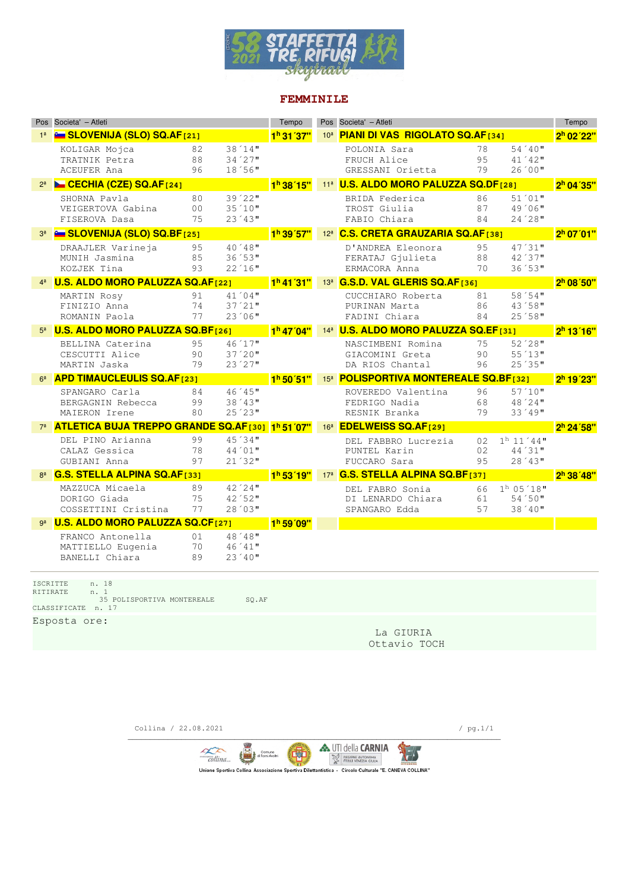# 58 STAFFETTA TRE RIFUGI skytrail 2021

## FEMMINILE

| Pos | Societa' – Atleti | | | Tempo |
|---|---|---|---|---|
| 1ª | **SLOVENIJA (SLO) SQ.AF [21]** | | | **1h 31´37"** |
| | KOLIGAR Mojca | 82 | 38´14" | |
| | TRATNIK Petra | 88 | 34´27" | |
| | ACEUFER Ana | 96 | 18´56" | |
| 2ª | **CECHIA (CZE) SQ.AF [24]** | | | **1h 38´15"** |
| | SHORNA Pavla | 80 | 39´22" | |
| | VEIGERTOVA Gabina | 00 | 35´10" | |
| | FISEROVA Dasa | 75 | 23´43" | |
| 3ª | **SLOVENIJA (SLO) SQ.BF [25]** | | | **1h 39´57"** |
| | DRAAJLER Varineja | 95 | 40´48" | |
| | MUNIH Jasmina | 85 | 36´53" | |
| | KOZJEK Tina | 93 | 22´16" | |
| 4ª | **U.S. ALDO MORO PALUZZA SQ.AF [22]** | | | **1h 41´31"** |
| | MARTIN Rosy | 91 | 41´04" | |
| | FINIZIO Anna | 74 | 37´21" | |
| | ROMANIN Paola | 77 | 23´06" | |
| 5ª | **U.S. ALDO MORO PALUZZA SQ.BF [26]** | | | **1h 47´04"** |
| | BELLINA Caterina | 95 | 46´17" | |
| | CESCUTTI Alice | 90 | 37´20" | |
| | MARTIN Jaska | 79 | 23´27" | |
| 6ª | **APD TIMAUCLEULIS SQ.AF [23]** | | | **1h 50´51"** |
| | SPANGARO Carla | 84 | 46´45" | |
| | BERGAGNIN Rebecca | 99 | 38´43" | |
| | MAIERON Irene | 80 | 25´23" | |
| 7ª | **ATLETICA BUJA TREPPO GRANDE SQ.AF [30]** | | | **1h 51´07"** |
| | DEL PINO Arianna | 99 | 45´34" | |
| | CALAZ Gessica | 78 | 44´01" | |
| | GUBIANI Anna | 97 | 21´32" | |
| 8ª | **G.S. STELLA ALPINA SQ.AF [33]** | | | **1h 53´19"** |
| | MAZZUCA Micaela | 89 | 42´24" | |
| | DORIGO Giada | 75 | 42´52" | |
| | COSSETTINI Cristina | 77 | 28´03" | |
| 9ª | **U.S. ALDO MORO PALUZZA SQ.CF [27]** | | | **1h 59´09"** |
| | FRANCO Antonella | 01 | 48´48" | |
| | MATTIELLO Eugenia | 70 | 46´41" | |
| | BANELLI Chiara | 89 | 23´40" | |
| 10ª | **PIANI DI VAS RIGOLATO SQ.AF [34]** | | | **2h 02´22"** |
| | POLONIA Sara | 78 | 54´40" | |
| | FRUCH Alice | 95 | 41´42" | |
| | GRESSANI Orietta | 79 | 26´00" | |
| 11ª | **U.S. ALDO MORO PALUZZA SQ.DF [28]** | | | **2h 04´35"** |
| | BRIDA Federica | 86 | 51´01" | |
| | TROST Giulia | 87 | 49´06" | |
| | FABIO Chiara | 84 | 24´28" | |
| 12ª | **C.S. CRETA GRAUZARIA SQ.AF [38]** | | | **2h 07´01"** |
| | D'ANDREA Eleonora | 95 | 47´31" | |
| | FERATAJ Gjulieta | 88 | 42´37" | |
| | ERMACORA Anna | 70 | 36´53" | |
| 13ª | **G.S.D. VAL GLERIS SQ.AF [36]** | | | **2h 08´50"** |
| | CUCCHIARO Roberta | 81 | 58´54" | |
| | PURINAN Marta | 86 | 43´58" | |
| | FADINI Chiara | 84 | 25´58" | |
| 14ª | **U.S. ALDO MORO PALUZZA SQ.EF [31]** | | | **2h 13´16"** |
| | NASCIMBENI Romina | 75 | 52´28" | |
| | GIACOMINI Greta | 90 | 55´13" | |
| | DA RIOS Chantal | 96 | 25´35" | |
| 15ª | **POLISPORTIVA MONTEREALE SQ.BF [32]** | | | **2h 19´23"** |
| | ROVEREDO Valentina | 96 | 57´10" | |
| | FEDRIGO Nadia | 68 | 48´24" | |
| | RESNIK Branka | 79 | 33´49" | |
| 16ª | **EDELWEISS SQ.AF [29]** | | | **2h 24´58"** |
| | DEL FABBRO Lucrezia | 02 | 1h 11´44" | |
| | PUNTEL Karin | 02 | 44´31" | |
| | FUCCARO Sara | 95 | 28´43" | |
| 17ª | **G.S. STELLA ALPINA SQ.BF [37]** | | | **2h 38´48"** |
| | DEL FABRO Sonia | 66 | 1h 05´18" | |
| | DI LENARDO Chiara | 61 | 54´50" | |
| | SPANGARO Edda | 57 | 38´40" | |

ISCRITTE n. 18
RITIRATE n. 1
35 POLISPORTIVA MONTEREALE SQ.AF
CLASSIFICATE n. 17

Esposta ore:

La GIURIA
Ottavio TOCH

Collina / 22.08.2021

Unione Sportiva Collina Associazione Sportiva Dilettantistica - Circolo Culturale "E. CANEVA COLLINA"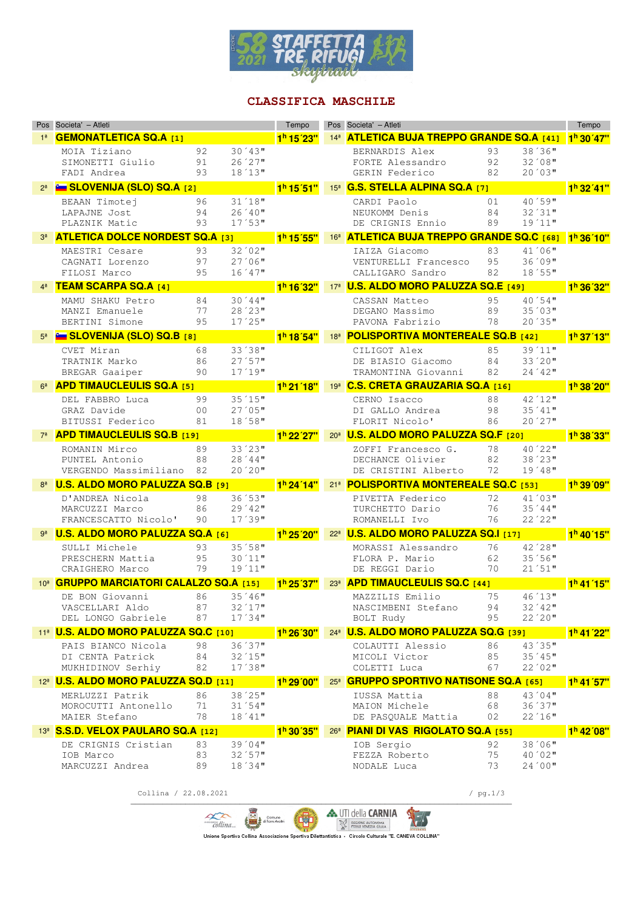## 58 STAFFETTA TRE RIFUGI skytrail 2021

# CLASSIFICA MASCHILE

| Pos | Societa' – Atleti | | | Tempo |
|---|---|---|---|---|
| 1ª | **GEMONATLETICA SQ.A** [1] | | | **1h 15´23"** |
| | MOIA Tiziano | 92 | 30´43" | |
| | SIMONETTI Giulio | 91 | 26´27" | |
| | FADI Andrea | 93 | 18´13" | |
| 2ª | **SLOVENIJA (SLO) SQ.A** [2] | | | **1h 15´51"** |
| | BEAAN Timotej | 96 | 31´18" | |
| | LAPAJNE Jost | 94 | 26´40" | |
| | PLAZNIK Matic | 93 | 17´53" | |
| 3ª | **ATLETICA DOLCE NORDEST SQ.A** [3] | | | **1h 15´55"** |
| | MAESTRI Cesare | 93 | 32´02" | |
| | CAGNATI Lorenzo | 97 | 27´06" | |
| | FILOSI Marco | 95 | 16´47" | |
| 4ª | **TEAM SCARPA SQ.A** [4] | | | **1h 16´32"** |
| | MAMU SHAKU Petro | 84 | 30´44" | |
| | MANZI Emanuele | 77 | 28´23" | |
| | BERTINI Simone | 95 | 17´25" | |
| 5ª | **SLOVENIJA (SLO) SQ.B** [8] | | | **1h 18´54"** |
| | CVET Miran | 68 | 33´38" | |
| | TRATNIK Marko | 86 | 27´57" | |
| | BREGAR Gaaiper | 90 | 17´19" | |
| 6ª | **APD TIMAUCLEULIS SQ.A** [5] | | | **1h 21´18"** |
| | DEL FABBRO Luca | 99 | 35´15" | |
| | GRAZ Davide | 00 | 27´05" | |
| | BITUSSI Federico | 81 | 18´58" | |
| 7ª | **APD TIMAUCLEULIS SQ.B** [19] | | | **1h 22´27"** |
| | ROMANIN Mirco | 89 | 33´23" | |
| | PUNTEL Antonio | 88 | 28´44" | |
| | VERGENDO Massimiliano | 82 | 20´20" | |
| 8ª | **U.S. ALDO MORO PALUZZA SQ.B** [9] | | | **1h 24´14"** |
| | D'ANDREA Nicola | 98 | 36´53" | |
| | MARCUZZI Marco | 86 | 29´42" | |
| | FRANCESCATTO Nicolo' | 90 | 17´39" | |
| 9ª | **U.S. ALDO MORO PALUZZA SQ.A** [6] | | | **1h 25´20"** |
| | SULLI Michele | 93 | 35´58" | |
| | PRESCHERN Mattia | 95 | 30´11" | |
| | CRAIGHERO Marco | 79 | 19´11" | |
| 10ª | **GRUPPO MARCIATORI CALALZO SQ.A** [15] | | | **1h 25´37"** |
| | DE BON Giovanni | 86 | 35´46" | |
| | VASCELLARI Aldo | 87 | 32´17" | |
| | DEL LONGO Gabriele | 87 | 17´34" | |
| 11ª | **U.S. ALDO MORO PALUZZA SQ.C** [10] | | | **1h 26´30"** |
| | PAIS BIANCO Nicola | 98 | 36´37" | |
| | DI CENTA Patrick | 84 | 32´15" | |
| | MUKHIDINOV Serhiy | 82 | 17´38" | |
| 12ª | **U.S. ALDO MORO PALUZZA SQ.D** [11] | | | **1h 29´00"** |
| | MERLUZZI Patrik | 86 | 38´25" | |
| | MOROCUTTI Antonello | 71 | 31´54" | |
| | MAIER Stefano | 78 | 18´41" | |
| 13ª | **S.S.D. VELOX PAULARO SQ.A** [12] | | | **1h 30´35"** |
| | DE CRIGNIS Cristian | 83 | 39´04" | |
| | IOB Marco | 83 | 32´57" | |
| | MARCUZZI Andrea | 89 | 18´34" | |
| 14ª | **ATLETICA BUJA TREPPO GRANDE SQ.A** [41] | | | **1h 30´47"** |
| | BERNARDIS Alex | 93 | 38´36" | |
| | FORTE Alessandro | 92 | 32´08" | |
| | GERIN Federico | 82 | 20´03" | |
| 15ª | **G.S. STELLA ALPINA SQ.A** [7] | | | **1h 32´41"** |
| | CARDI Paolo | 01 | 40´59" | |
| | NEUKOMM Denis | 84 | 32´31" | |
| | DE CRIGNIS Ennio | 89 | 19´11" | |
| 16ª | **ATLETICA BUJA TREPPO GRANDE SQ.C** [68] | | | **1h 36´10"** |
| | IAIZA Giacomo | 83 | 41´06" | |
| | VENTURELLI Francesco | 95 | 36´09" | |
| | CALLIGARO Sandro | 82 | 18´55" | |
| 17ª | **U.S. ALDO MORO PALUZZA SQ.E** [49] | | | **1h 36´32"** |
| | CASSAN Matteo | 95 | 40´54" | |
| | DEGANO Massimo | 89 | 35´03" | |
| | PAVONA Fabrizio | 78 | 20´35" | |
| 18ª | **POLISPORTIVA MONTEREALE SQ.B** [42] | | | **1h 37´13"** |
| | CILIGOT Alex | 85 | 39´11" | |
| | DE BIASIO Giacomo | 84 | 33´20" | |
| | TRAMONTINA Giovanni | 82 | 24´42" | |
| 19ª | **C.S. CRETA GRAUZARIA SQ.A** [16] | | | **1h 38´20"** |
| | CERNO Isacco | 88 | 42´12" | |
| | DI GALLO Andrea | 98 | 35´41" | |
| | FLORIT Nicolo' | 86 | 20´27" | |
| 20ª | **U.S. ALDO MORO PALUZZA SQ.F** [20] | | | **1h 38´33"** |
| | ZOFFI Francesco G. | 78 | 40´22" | |
| | DECHANCE Olivier | 82 | 38´23" | |
| | DE CRISTINI Alberto | 72 | 19´48" | |
| 21ª | **POLISPORTIVA MONTEREALE SQ.C** [53] | | | **1h 39´09"** |
| | PIVETTA Federico | 72 | 41´03" | |
| | TURCHETTO Dario | 76 | 35´44" | |
| | ROMANELLI Ivo | 76 | 22´22" | |
| 22ª | **U.S. ALDO MORO PALUZZA SQ.I** [17] | | | **1h 40´15"** |
| | MORASSI Alessandro | 76 | 42´28" | |
| | FLORA P. Mario | 62 | 35´56" | |
| | DE REGGI Dario | 70 | 21´51" | |
| 23ª | **APD TIMAUCLEULIS SQ.C** [44] | | | **1h 41´15"** |
| | MAZZILIS Emilio | 75 | 46´13" | |
| | NASCIMBENI Stefano | 94 | 32´42" | |
| | BOLT Rudy | 95 | 22´20" | |
| 24ª | **U.S. ALDO MORO PALUZZA SQ.G** [39] | | | **1h 41´22"** |
| | COLAUTTI Alessio | 86 | 43´35" | |
| | MICOLI Victor | 85 | 35´45" | |
| | COLETTI Luca | 67 | 22´02" | |
| 25ª | **GRUPPO SPORTIVO NATISONE SQ.A** [65] | | | **1h 41´57"** |
| | IUSSA Mattia | 88 | 43´04" | |
| | MAION Michele | 68 | 36´37" | |
| | DE PASQUALE Mattia | 02 | 22´16" | |
| 26ª | **PIANI DI VAS RIGOLATO SQ.A** [55] | | | **1h 42´08"** |
| | IOB Sergio | 92 | 38´06" | |
| | FEZZA Roberto | 75 | 40´02" | |
| | NODALE Luca | 73 | 24´00" | |

Collina / 22.08.2021

Unione Sportiva Collina Associazione Sportiva Dilettantistica - Circolo Culturale "E. CANEVA COLLINA"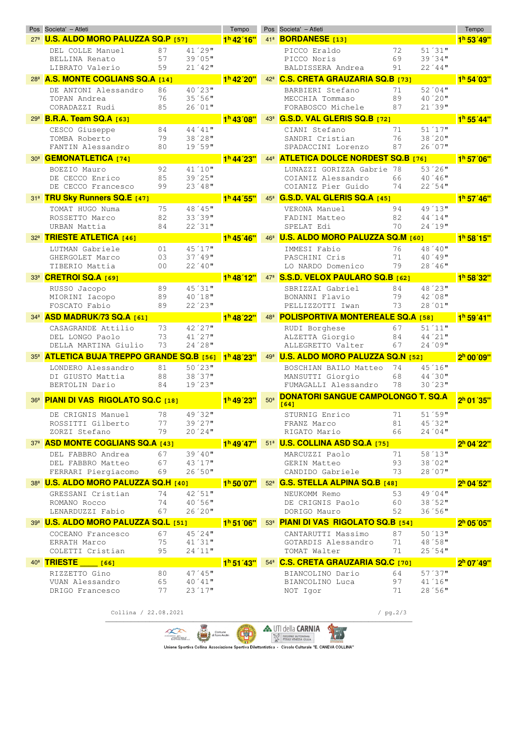| Pos | Societa' – Atleti | | | Tempo |
|---|---|---|---|---|
| 27ª | **U.S. ALDO MORO PALUZZA SQ.P** [57] | | | 1h 42´16" |
| | DEL COLLE Manuel | 87 | 41´29" | |
| | BELLINA Renato | 57 | 39´05" | |
| | LIBRATO Valerio | 59 | 21´42" | |
| 28ª | **A.S. MONTE COGLIANS SQ.A** [14] | | | 1h 42´20" |
| | DE ANTONI Alessandro | 86 | 40´23" | |
| | TOPAN Andrea | 76 | 35´56" | |
| | CORADAZZI Rudi | 85 | 26´01" | |
| 29ª | **B.R.A. Team SQ.A** [63] | | | 1h 43´08" |
| | CESCO Giuseppe | 84 | 44´41" | |
| | TOMBA Roberto | 79 | 38´28" | |
| | FANTIN Alessandro | 80 | 19´59" | |
| 30ª | **GEMONATLETICA** [74] | | | 1h 44´23" |
| | BOEZIO Mauro | 92 | 41´10" | |
| | DE CECCO Enrico | 85 | 39´25" | |
| | DE CECCO Francesco | 99 | 23´48" | |
| 31ª | **TRU Sky Runners SQ.E** [47] | | | 1h 44´55" |
| | TOMAT HUGO Numa | 75 | 48´45" | |
| | ROSSETTO Marco | 82 | 33´39" | |
| | URBAN Mattia | 84 | 22´31" | |
| 32ª | **TRIESTE ATLETICA** [46] | | | 1h 45´46" |
| | LUTMAN Gabriele | 01 | 45´17" | |
| | GHERGOLET Marco | 03 | 37´49" | |
| | TIBERIO Mattia | 00 | 22´40" | |
| 33ª | **CRETROI SQ.A** [69] | | | 1h 48´12" |
| | RUSSO Jacopo | 89 | 45´31" | |
| | MIORINI Iacopo | 89 | 40´18" | |
| | FOSCATO Fabio | 89 | 22´23" | |
| 34ª | **ASD MADRUK/73 SQ.A** [61] | | | 1h 48´22" |
| | CASAGRANDE Attilio | 73 | 42´27" | |
| | DEL LONGO Paolo | 73 | 41´27" | |
| | DELLA MARTINA Giulio | 73 | 24´28" | |
| 35ª | **ATLETICA BUJA TREPPO GRANDE SQ.B** [56] | | | 1h 48´23" |
| | LONDERO Alessandro | 81 | 50´23" | |
| | DI GIUSTO Mattia | 88 | 38´37" | |
| | BERTOLIN Dario | 84 | 19´23" | |
| 36ª | **PIANI DI VAS RIGOLATO SQ.C** [18] | | | 1h 49´23" |
| | DE CRIGNIS Manuel | 78 | 49´32" | |
| | ROSSITTI Gilberto | 77 | 39´27" | |
| | ZORZI Stefano | 79 | 20´24" | |
| 37ª | **ASD MONTE COGLIANS SQ.A** [43] | | | 1h 49´47" |
| | DEL FABBRO Andrea | 67 | 39´40" | |
| | DEL FABBRO Matteo | 67 | 43´17" | |
| | FERRARI Piergiacomo | 69 | 26´50" | |
| 38ª | **U.S. ALDO MORO PALUZZA SQ.H** [40] | | | 1h 50´07" |
| | GRESSANI Cristian | 74 | 42´51" | |
| | ROMANO Rocco | 74 | 40´56" | |
| | LENARDUZZI Fabio | 67 | 26´20" | |
| 39ª | **U.S. ALDO MORO PALUZZA SQ.L** [51] | | | 1h 51´06" |
| | COCEANO Francesco | 67 | 45´24" | |
| | ERRATH Marco | 75 | 41´31" | |
| | COLETTI Cristian | 95 | 24´11" | |
| 40ª | **TRIESTE ____** [66] | | | 1h 51´43" |
| | RIZZETTO Gino | 80 | 47´45" | |
| | VUAN Alessandro | 65 | 40´41" | |
| | DRIGO Francesco | 77 | 23´17" | |
| 41ª | **BORDANESE** [13] | | | 1h 53´49" |
| | PICCO Eraldo | 72 | 51´31" | |
| | PICCO Noris | 69 | 39´34" | |
| | BALDISSERA Andrea | 91 | 22´44" | |
| 42ª | **C.S. CRETA GRAUZARIA SQ.B** [73] | | | 1h 54´03" |
| | BARBIERI Stefano | 71 | 52´04" | |
| | MECCHIA Tommaso | 89 | 40´20" | |
| | FORABOSCO Michele | 87 | 21´39" | |
| 43ª | **G.S.D. VAL GLERIS SQ.B** [72] | | | 1h 55´44" |
| | CIANI Stefano | 71 | 51´17" | |
| | SANDRI Cristian | 76 | 38´20" | |
| | SPADACCINI Lorenzo | 87 | 26´07" | |
| 44ª | **ATLETICA DOLCE NORDEST SQ.B** [76] | | | 1h 57´06" |
| | LUNAZZI GORIZZA Gabrie | 78 | 53´26" | |
| | COIANIZ Alessandro | 66 | 40´46" | |
| | COIANIZ Pier Guido | 74 | 22´54" | |
| 45ª | **G.S.D. VAL GLERIS SQ.A** [45] | | | 1h 57´46" |
| | VERONA Manuel | 94 | 49´13" | |
| | FADINI Matteo | 82 | 44´14" | |
| | SPELAT Edi | 70 | 24´19" | |
| 46ª | **U.S. ALDO MORO PALUZZA SQ.M** [60] | | | 1h 58´15" |
| | IMMESI Fabio | 76 | 48´40" | |
| | PASCHINI Cris | 71 | 40´49" | |
| | LO NARDO Domenico | 79 | 28´46" | |
| 47ª | **S.S.D. VELOX PAULARO SQ.B** [62] | | | 1h 58´32" |
| | SBRIZZAI Gabriel | 84 | 48´23" | |
| | BONANNI Flavio | 79 | 42´08" | |
| | PELLIZZOTTI Iwan | 73 | 28´01" | |
| 48ª | **POLISPORTIVA MONTEREALE SQ.A** [58] | | | 1h 59´41" |
| | RUDI Borghese | 67 | 51´11" | |
| | ALZETTA Giorgio | 84 | 44´21" | |
| | ALLEGRETTO Valter | 67 | 24´09" | |
| 49ª | **U.S. ALDO MORO PALUZZA SQ.N** [52] | | | 2h 00´09" |
| | BOSCHIAN BAILO Matteo | 74 | 45´16" | |
| | MANSUTTI Giorgio | 68 | 44´30" | |
| | FUMAGALLI Alessandro | 78 | 30´23" | |
| 50ª | **DONATORI SANGUE CAMPOLONGO T. SQ.A** [64] | | | 2h 01´35" |
| | STURNIG Enrico | 71 | 51´59" | |
| | FRANZ Marco | 81 | 45´32" | |
| | RIGATO Mario | 66 | 24´04" | |
| 51ª | **U.S. COLLINA ASD SQ.A** [75] | | | 2h 04´22" |
| | MARCUZZI Paolo | 71 | 58´13" | |
| | GERIN Matteo | 93 | 38´02" | |
| | CANDIDO Gabriele | 73 | 28´07" | |
| 52ª | **G.S. STELLA ALPINA SQ.B** [48] | | | 2h 04´52" |
| | NEUKOMM Remo | 53 | 49´04" | |
| | DE CRIGNIS Paolo | 60 | 38´52" | |
| | DORIGO Mauro | 52 | 36´56" | |
| 53ª | **PIANI DI VAS RIGOLATO SQ.B** [54] | | | 2h 05´05" |
| | CANTARUTTI Massimo | 87 | 50´13" | |
| | GOTARDIS Alessandro | 71 | 48´58" | |
| | TOMAT Walter | 71 | 25´54" | |
| 54ª | **C.S. CRETA GRAUZARIA SQ.C** [70] | | | 2h 07´49" |
| | BIANCOLINO Dario | 64 | 57´37" | |
| | BIANCOLINO Luca | 97 | 41´16" | |
| | NOT Igor | 71 | 28´56" | |

Collina / 22.08.2021

Unione Sportiva Collina Associazione Sportiva Dilettantistica - Circolo Culturale "E. CANEVA COLLINA"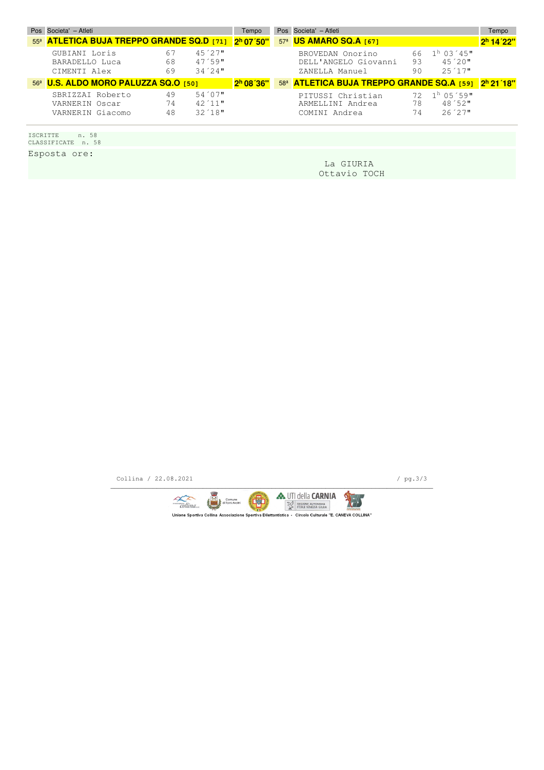| Pos | Societa' – Atleti | | | Tempo |
|---|---|---|---|---|
| 55ª | **ATLETICA BUJA TREPPO GRANDE SQ.D [71]** | | | **2h 07´50"** |
| | GUBIANI Loris | 67 | 45´27" | |
| | BARADELLO Luca | 68 | 47´59" | |
| | CIMENTI Alex | 69 | 34´24" | |
| 56ª | **U.S. ALDO MORO PALUZZA SQ.O [50]** | | | **2h 08´36"** |
| | SBRIZZAI Roberto | 49 | 54´07" | |
| | VARNERIN Oscar | 74 | 42´11" | |
| | VARNERIN Giacomo | 48 | 32´18" | |
| 57ª | **US AMARO SQ.A [67]** | | | **2h 14´22"** |
| | BROVEDAN Onorino | 66 | 1h 03´45" | |
| | DELL'ANGELO Giovanni | 93 | 45´20" | |
| | ZANELLA Manuel | 90 | 25´17" | |
| 58ª | **ATLETICA BUJA TREPPO GRANDE SQ.A [59]** | | | **2h 21´18"** |
| | PITUSSI Christian | 72 | 1h 05´59" | |
| | ARMELLINI Andrea | 78 | 48´52" | |
| | COMINI Andrea | 74 | 26´27" | |

ISCRITTE n. 58
CLASSIFICATE n. 58

Esposta ore:

La GIURIA
Ottavio TOCH

Collina / 22.08.2021

Unione Sportiva Collina Associazione Sportiva Dilettantistica - Circolo Culturale "E. CANEVA COLLINA"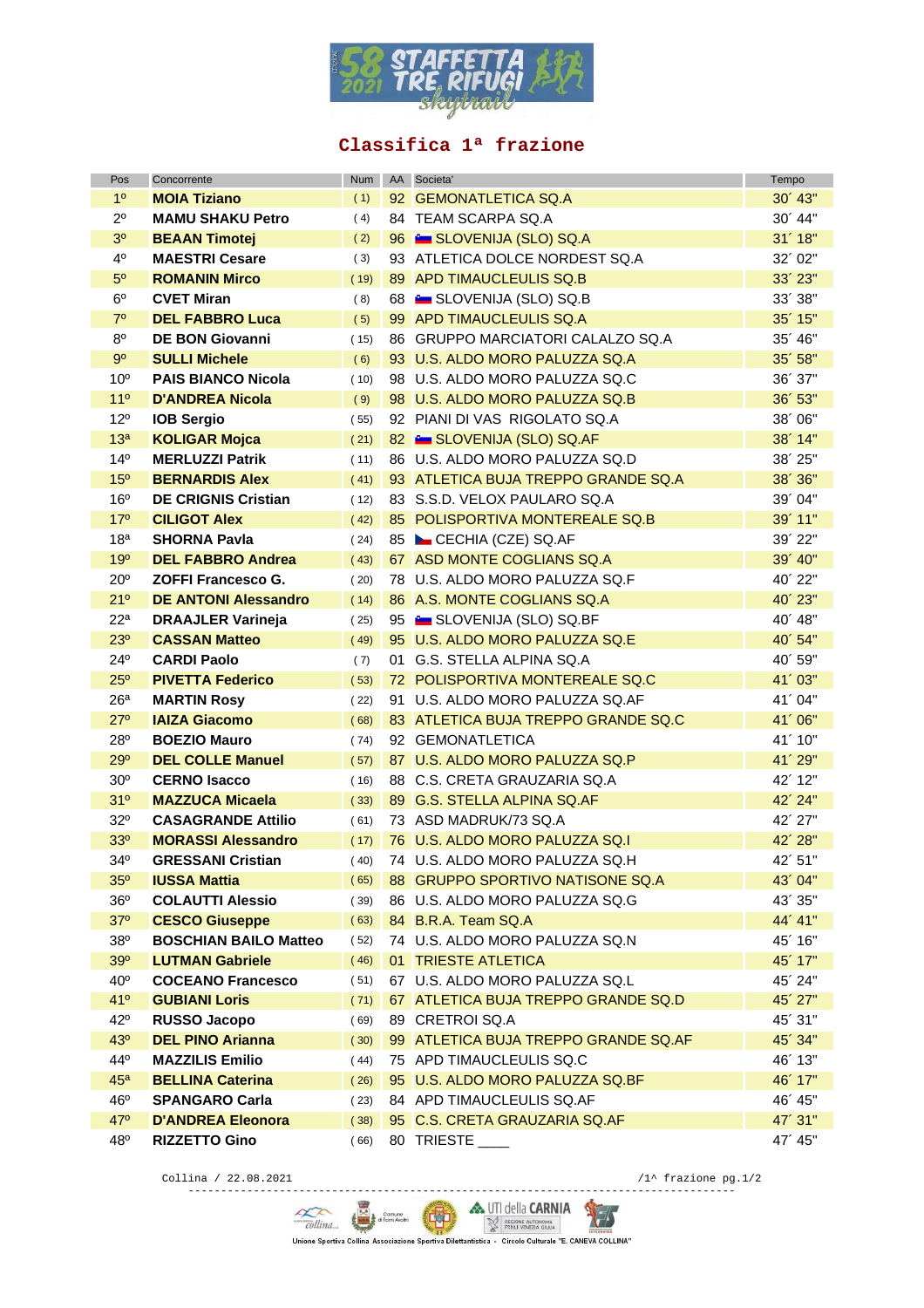# Classifica 1ª frazione

| Pos | Concorrente | Num | AA | Societa' | Tempo |
|---|---|---|---|---|---|
| 1º | **MOIA Tiziano** | ( 1) | 92 | GEMONATLETICA SQ.A | 30´ 43" |
| 2º | **MAMU SHAKU Petro** | ( 4) | 84 | TEAM SCARPA SQ.A | 30´ 44" |
| 3º | **BEAAN Timotej** | ( 2) | 96 | SLOVENIJA (SLO) SQ.A | 31´ 18" |
| 4º | **MAESTRI Cesare** | ( 3) | 93 | ATLETICA DOLCE NORDEST SQ.A | 32´ 02" |
| 5º | **ROMANIN Mirco** | ( 19) | 89 | APD TIMAUCLEULIS SQ.B | 33´ 23" |
| 6º | **CVET Miran** | ( 8) | 68 | SLOVENIJA (SLO) SQ.B | 33´ 38" |
| 7º | **DEL FABBRO Luca** | ( 5) | 99 | APD TIMAUCLEULIS SQ.A | 35´ 15" |
| 8º | **DE BON Giovanni** | ( 15) | 86 | GRUPPO MARCIATORI CALALZO SQ.A | 35´ 46" |
| 9º | **SULLI Michele** | ( 6) | 93 | U.S. ALDO MORO PALUZZA SQ.A | 35´ 58" |
| 10º | **PAIS BIANCO Nicola** | ( 10) | 98 | U.S. ALDO MORO PALUZZA SQ.C | 36´ 37" |
| 11º | **D'ANDREA Nicola** | ( 9) | 98 | U.S. ALDO MORO PALUZZA SQ.B | 36´ 53" |
| 12º | **IOB Sergio** | ( 55) | 92 | PIANI DI VAS RIGOLATO SQ.A | 38´ 06" |
| 13ª | **KOLIGAR Mojca** | ( 21) | 82 | SLOVENIJA (SLO) SQ.AF | 38´ 14" |
| 14º | **MERLUZZI Patrik** | ( 11) | 86 | U.S. ALDO MORO PALUZZA SQ.D | 38´ 25" |
| 15º | **BERNARDIS Alex** | ( 41) | 93 | ATLETICA BUJA TREPPO GRANDE SQ.A | 38´ 36" |
| 16º | **DE CRIGNIS Cristian** | ( 12) | 83 | S.S.D. VELOX PAULARO SQ.A | 39´ 04" |
| 17º | **CILIGOT Alex** | ( 42) | 85 | POLISPORTIVA MONTEREALE SQ.B | 39´ 11" |
| 18ª | **SHORNA Pavla** | ( 24) | 85 | CECHIA (CZE) SQ.AF | 39´ 22" |
| 19º | **DEL FABBRO Andrea** | ( 43) | 67 | ASD MONTE COGLIANS SQ.A | 39´ 40" |
| 20º | **ZOFFI Francesco G.** | ( 20) | 78 | U.S. ALDO MORO PALUZZA SQ.F | 40´ 22" |
| 21º | **DE ANTONI Alessandro** | ( 14) | 86 | A.S. MONTE COGLIANS SQ.A | 40´ 23" |
| 22ª | **DRAAJLER Varineja** | ( 25) | 95 | SLOVENIJA (SLO) SQ.BF | 40´ 48" |
| 23º | **CASSAN Matteo** | ( 49) | 95 | U.S. ALDO MORO PALUZZA SQ.E | 40´ 54" |
| 24º | **CARDI Paolo** | ( 7) | 01 | G.S. STELLA ALPINA SQ.A | 40´ 59" |
| 25º | **PIVETTA Federico** | ( 53) | 72 | POLISPORTIVA MONTEREALE SQ.C | 41´ 03" |
| 26ª | **MARTIN Rosy** | ( 22) | 91 | U.S. ALDO MORO PALUZZA SQ.AF | 41´ 04" |
| 27º | **IAIZA Giacomo** | ( 68) | 83 | ATLETICA BUJA TREPPO GRANDE SQ.C | 41´ 06" |
| 28º | **BOEZIO Mauro** | ( 74) | 92 | GEMONATLETICA | 41´ 10" |
| 29º | **DEL COLLE Manuel** | ( 57) | 87 | U.S. ALDO MORO PALUZZA SQ.P | 41´ 29" |
| 30º | **CERNO Isacco** | ( 16) | 88 | C.S. CRETA GRAUZARIA SQ.A | 42´ 12" |
| 31º | **MAZZUCA Micaela** | ( 33) | 89 | G.S. STELLA ALPINA SQ.AF | 42´ 24" |
| 32º | **CASAGRANDE Attilio** | ( 61) | 73 | ASD MADRUK/73 SQ.A | 42´ 27" |
| 33º | **MORASSI Alessandro** | ( 17) | 76 | U.S. ALDO MORO PALUZZA SQ.I | 42´ 28" |
| 34º | **GRESSANI Cristian** | ( 40) | 74 | U.S. ALDO MORO PALUZZA SQ.H | 42´ 51" |
| 35º | **IUSSA Mattia** | ( 65) | 88 | GRUPPO SPORTIVO NATISONE SQ.A | 43´ 04" |
| 36º | **COLAUTTI Alessio** | ( 39) | 86 | U.S. ALDO MORO PALUZZA SQ.G | 43´ 35" |
| 37º | **CESCO Giuseppe** | ( 63) | 84 | B.R.A. Team SQ.A | 44´ 41" |
| 38º | **BOSCHIAN BAILO Matteo** | ( 52) | 74 | U.S. ALDO MORO PALUZZA SQ.N | 45´ 16" |
| 39º | **LUTMAN Gabriele** | ( 46) | 01 | TRIESTE ATLETICA | 45´ 17" |
| 40º | **COCEANO Francesco** | ( 51) | 67 | U.S. ALDO MORO PALUZZA SQ.L | 45´ 24" |
| 41º | **GUBIANI Loris** | ( 71) | 67 | ATLETICA BUJA TREPPO GRANDE SQ.D | 45´ 27" |
| 42º | **RUSSO Jacopo** | ( 69) | 89 | CRETROI SQ.A | 45´ 31" |
| 43º | **DEL PINO Arianna** | ( 30) | 99 | ATLETICA BUJA TREPPO GRANDE SQ.AF | 45´ 34" |
| 44º | **MAZZILIS Emilio** | ( 44) | 75 | APD TIMAUCLEULIS SQ.C | 46´ 13" |
| 45ª | **BELLINA Caterina** | ( 26) | 95 | U.S. ALDO MORO PALUZZA SQ.BF | 46´ 17" |
| 46º | **SPANGARO Carla** | ( 23) | 84 | APD TIMAUCLEULIS SQ.AF | 46´ 45" |
| 47º | **D'ANDREA Eleonora** | ( 38) | 95 | C.S. CRETA GRAUZARIA SQ.AF | 47´ 31" |
| 48º | **RIZZETTO Gino** | ( 66) | 80 | TRIESTE ____ | 47´ 45" |

Collina / 22.08.2021 /1^ frazione pg.1/2

Unione Sportiva Collina Associazione Sportiva Dilettantistica - Circolo Culturale "E. CANEVA COLLINA"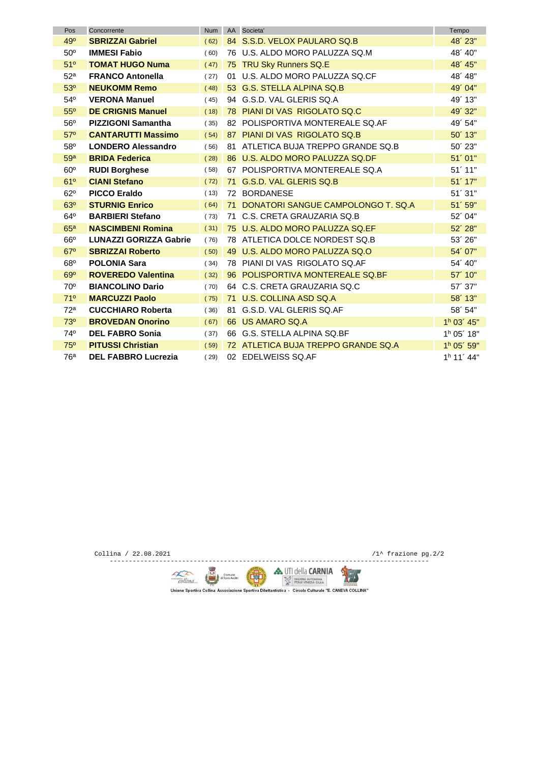| Pos | Concorrente | Num | AA | Societa' | Tempo |
|---|---|---|---|---|---|
| 49º | **SBRIZZAI Gabriel** | ( 62) | 84 | S.S.D. VELOX PAULARO SQ.B | 48´ 23" |
| 50º | **IMMESI Fabio** | ( 60) | 76 | U.S. ALDO MORO PALUZZA SQ.M | 48´ 40" |
| 51º | **TOMAT HUGO Numa** | ( 47) | 75 | TRU Sky Runners SQ.E | 48´ 45" |
| 52ª | **FRANCO Antonella** | ( 27) | 01 | U.S. ALDO MORO PALUZZA SQ.CF | 48´ 48" |
| 53º | **NEUKOMM Remo** | ( 48) | 53 | G.S. STELLA ALPINA SQ.B | 49´ 04" |
| 54º | **VERONA Manuel** | ( 45) | 94 | G.S.D. VAL GLERIS SQ.A | 49´ 13" |
| 55º | **DE CRIGNIS Manuel** | ( 18) | 78 | PIANI DI VAS RIGOLATO SQ.C | 49´ 32" |
| 56º | **PIZZIGONI Samantha** | ( 35) | 82 | POLISPORTIVA MONTEREALE SQ.AF | 49´ 54" |
| 57º | **CANTARUTTI Massimo** | ( 54) | 87 | PIANI DI VAS RIGOLATO SQ.B | 50´ 13" |
| 58º | **LONDERO Alessandro** | ( 56) | 81 | ATLETICA BUJA TREPPO GRANDE SQ.B | 50´ 23" |
| 59ª | **BRIDA Federica** | ( 28) | 86 | U.S. ALDO MORO PALUZZA SQ.DF | 51´ 01" |
| 60º | **RUDI Borghese** | ( 58) | 67 | POLISPORTIVA MONTEREALE SQ.A | 51´ 11" |
| 61º | **CIANI Stefano** | ( 72) | 71 | G.S.D. VAL GLERIS SQ.B | 51´ 17" |
| 62º | **PICCO Eraldo** | ( 13) | 72 | BORDANESE | 51´ 31" |
| 63º | **STURNIG Enrico** | ( 64) | 71 | DONATORI SANGUE CAMPOLONGO T. SQ.A | 51´ 59" |
| 64º | **BARBIERI Stefano** | ( 73) | 71 | C.S. CRETA GRAUZARIA SQ.B | 52´ 04" |
| 65ª | **NASCIMBENI Romina** | ( 31) | 75 | U.S. ALDO MORO PALUZZA SQ.EF | 52´ 28" |
| 66º | **LUNAZZI GORIZZA Gabrie** | ( 76) | 78 | ATLETICA DOLCE NORDEST SQ.B | 53´ 26" |
| 67º | **SBRIZZAI Roberto** | ( 50) | 49 | U.S. ALDO MORO PALUZZA SQ.O | 54´ 07" |
| 68º | **POLONIA Sara** | ( 34) | 78 | PIANI DI VAS RIGOLATO SQ.AF | 54´ 40" |
| 69º | **ROVEREDO Valentina** | ( 32) | 96 | POLISPORTIVA MONTEREALE SQ.BF | 57´ 10" |
| 70º | **BIANCOLINO Dario** | ( 70) | 64 | C.S. CRETA GRAUZARIA SQ.C | 57´ 37" |
| 71º | **MARCUZZI Paolo** | ( 75) | 71 | U.S. COLLINA ASD SQ.A | 58´ 13" |
| 72ª | **CUCCHIARO Roberta** | ( 36) | 81 | G.S.D. VAL GLERIS SQ.AF | 58´ 54" |
| 73º | **BROVEDAN Onorino** | ( 67) | 66 | US AMARO SQ.A | 1h 03´ 45" |
| 74º | **DEL FABRO Sonia** | ( 37) | 66 | G.S. STELLA ALPINA SQ.BF | 1h 05´ 18" |
| 75º | **PITUSSI Christian** | ( 59) | 72 | ATLETICA BUJA TREPPO GRANDE SQ.A | 1h 05´ 59" |
| 76ª | **DEL FABBRO Lucrezia** | ( 29) | 02 | EDELWEISS SQ.AF | 1h 11´ 44" |

Collina / 22.08.2021 /1^ frazione pg.2/2

Unione Sportiva Collina Associazione Sportiva Dilettantistica - Circolo Culturale "E. CANEVA COLLINA"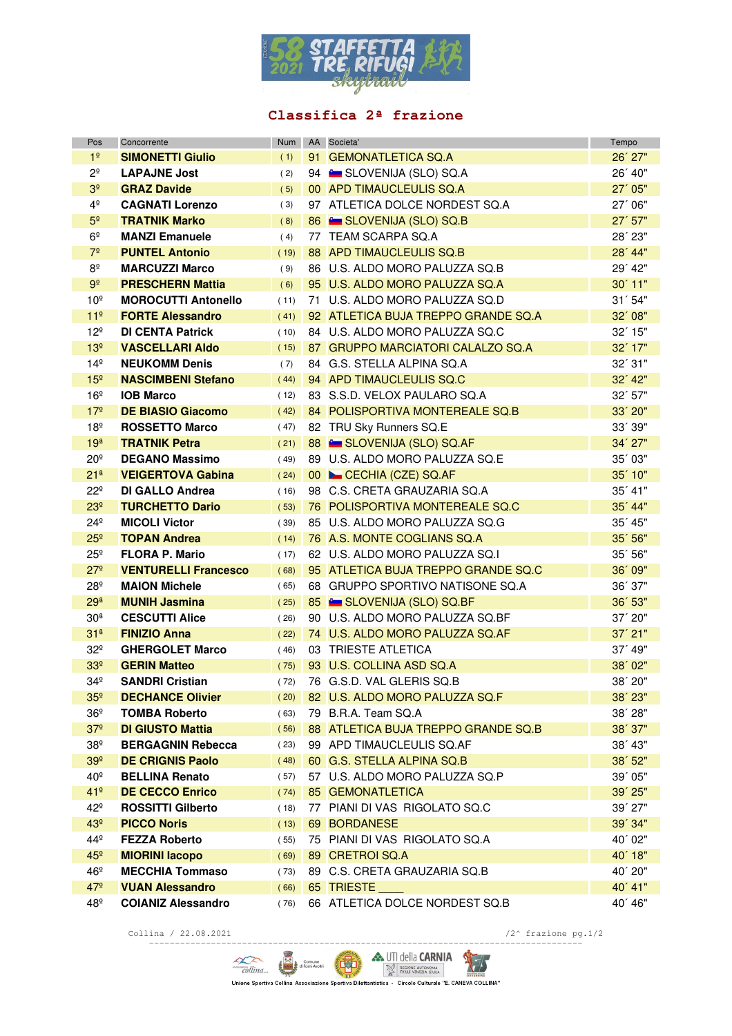58 2021 STAFFETTA TRE RIFUGI skytrail

## Classifica 2ª frazione

| Pos | Concorrente | Num | AA | Societa' | Tempo |
|---|---|---|---|---|---|
| 1º | **SIMONETTI Giulio** | ( 1) | 91 | GEMONATLETICA SQ.A | 26´ 27" |
| 2º | **LAPAJNE Jost** | ( 2) | 94 | SLOVENIJA (SLO) SQ.A | 26´ 40" |
| 3º | **GRAZ Davide** | ( 5) | 00 | APD TIMAUCLEULIS SQ.A | 27´ 05" |
| 4º | **CAGNATI Lorenzo** | ( 3) | 97 | ATLETICA DOLCE NORDEST SQ.A | 27´ 06" |
| 5º | **TRATNIK Marko** | ( 8) | 86 | SLOVENIJA (SLO) SQ.B | 27´ 57" |
| 6º | **MANZI Emanuele** | ( 4) | 77 | TEAM SCARPA SQ.A | 28´ 23" |
| 7º | **PUNTEL Antonio** | ( 19) | 88 | APD TIMAUCLEULIS SQ.B | 28´ 44" |
| 8º | **MARCUZZI Marco** | ( 9) | 86 | U.S. ALDO MORO PALUZZA SQ.B | 29´ 42" |
| 9º | **PRESCHERN Mattia** | ( 6) | 95 | U.S. ALDO MORO PALUZZA SQ.A | 30´ 11" |
| 10º | **MOROCUTTI Antonello** | ( 11) | 71 | U.S. ALDO MORO PALUZZA SQ.D | 31´ 54" |
| 11º | **FORTE Alessandro** | ( 41) | 92 | ATLETICA BUJA TREPPO GRANDE SQ.A | 32´ 08" |
| 12º | **DI CENTA Patrick** | ( 10) | 84 | U.S. ALDO MORO PALUZZA SQ.C | 32´ 15" |
| 13º | **VASCELLARI Aldo** | ( 15) | 87 | GRUPPO MARCIATORI CALALZO SQ.A | 32´ 17" |
| 14º | **NEUKOMM Denis** | ( 7) | 84 | G.S. STELLA ALPINA SQ.A | 32´ 31" |
| 15º | **NASCIMBENI Stefano** | ( 44) | 94 | APD TIMAUCLEULIS SQ.C | 32´ 42" |
| 16º | **IOB Marco** | ( 12) | 83 | S.S.D. VELOX PAULARO SQ.A | 32´ 57" |
| 17º | **DE BIASIO Giacomo** | ( 42) | 84 | POLISPORTIVA MONTEREALE SQ.B | 33´ 20" |
| 18º | **ROSSETTO Marco** | ( 47) | 82 | TRU Sky Runners SQ.E | 33´ 39" |
| 19ª | **TRATNIK Petra** | ( 21) | 88 | SLOVENIJA (SLO) SQ.AF | 34´ 27" |
| 20º | **DEGANO Massimo** | ( 49) | 89 | U.S. ALDO MORO PALUZZA SQ.E | 35´ 03" |
| 21ª | **VEIGERTOVA Gabina** | ( 24) | 00 | CECHIA (CZE) SQ.AF | 35´ 10" |
| 22º | **DI GALLO Andrea** | ( 16) | 98 | C.S. CRETA GRAUZARIA SQ.A | 35´ 41" |
| 23º | **TURCHETTO Dario** | ( 53) | 76 | POLISPORTIVA MONTEREALE SQ.C | 35´ 44" |
| 24º | **MICOLI Victor** | ( 39) | 85 | U.S. ALDO MORO PALUZZA SQ.G | 35´ 45" |
| 25º | **TOPAN Andrea** | ( 14) | 76 | A.S. MONTE COGLIANS SQ.A | 35´ 56" |
| 25º | **FLORA P. Mario** | ( 17) | 62 | U.S. ALDO MORO PALUZZA SQ.I | 35´ 56" |
| 27º | **VENTURELLI Francesco** | ( 68) | 95 | ATLETICA BUJA TREPPO GRANDE SQ.C | 36´ 09" |
| 28º | **MAION Michele** | ( 65) | 68 | GRUPPO SPORTIVO NATISONE SQ.A | 36´ 37" |
| 29ª | **MUNIH Jasmina** | ( 25) | 85 | SLOVENIJA (SLO) SQ.BF | 36´ 53" |
| 30ª | **CESCUTTI Alice** | ( 26) | 90 | U.S. ALDO MORO PALUZZA SQ.BF | 37´ 20" |
| 31ª | **FINIZIO Anna** | ( 22) | 74 | U.S. ALDO MORO PALUZZA SQ.AF | 37´ 21" |
| 32º | **GHERGOLET Marco** | ( 46) | 03 | TRIESTE ATLETICA | 37´ 49" |
| 33º | **GERIN Matteo** | ( 75) | 93 | U.S. COLLINA ASD SQ.A | 38´ 02" |
| 34º | **SANDRI Cristian** | ( 72) | 76 | G.S.D. VAL GLERIS SQ.B | 38´ 20" |
| 35º | **DECHANCE Olivier** | ( 20) | 82 | U.S. ALDO MORO PALUZZA SQ.F | 38´ 23" |
| 36º | **TOMBA Roberto** | ( 63) | 79 | B.R.A. Team SQ.A | 38´ 28" |
| 37º | **DI GIUSTO Mattia** | ( 56) | 88 | ATLETICA BUJA TREPPO GRANDE SQ.B | 38´ 37" |
| 38º | **BERGAGNIN Rebecca** | ( 23) | 99 | APD TIMAUCLEULIS SQ.AF | 38´ 43" |
| 39º | **DE CRIGNIS Paolo** | ( 48) | 60 | G.S. STELLA ALPINA SQ.B | 38´ 52" |
| 40º | **BELLINA Renato** | ( 57) | 57 | U.S. ALDO MORO PALUZZA SQ.P | 39´ 05" |
| 41º | **DE CECCO Enrico** | ( 74) | 85 | GEMONATLETICA | 39´ 25" |
| 42º | **ROSSITTI Gilberto** | ( 18) | 77 | PIANI DI VAS RIGOLATO SQ.C | 39´ 27" |
| 43º | **PICCO Noris** | ( 13) | 69 | BORDANESE | 39´ 34" |
| 44º | **FEZZA Roberto** | ( 55) | 75 | PIANI DI VAS RIGOLATO SQ.A | 40´ 02" |
| 45º | **MIORINI Iacopo** | ( 69) | 89 | CRETROI SQ.A | 40´ 18" |
| 46º | **MECCHIA Tommaso** | ( 73) | 89 | C.S. CRETA GRAUZARIA SQ.B | 40´ 20" |
| 47º | **VUAN Alessandro** | ( 66) | 65 | TRIESTE ____ | 40´ 41" |
| 48º | **COIANIZ Alessandro** | ( 76) | 66 | ATLETICA DOLCE NORDEST SQ.B | 40´ 46" |

Collina / 22.08.2021 /2^ frazione pg.1/2

Unione Sportiva Collina Associazione Sportiva Dilettantistica - Circolo Culturale "E. CANEVA COLLINA"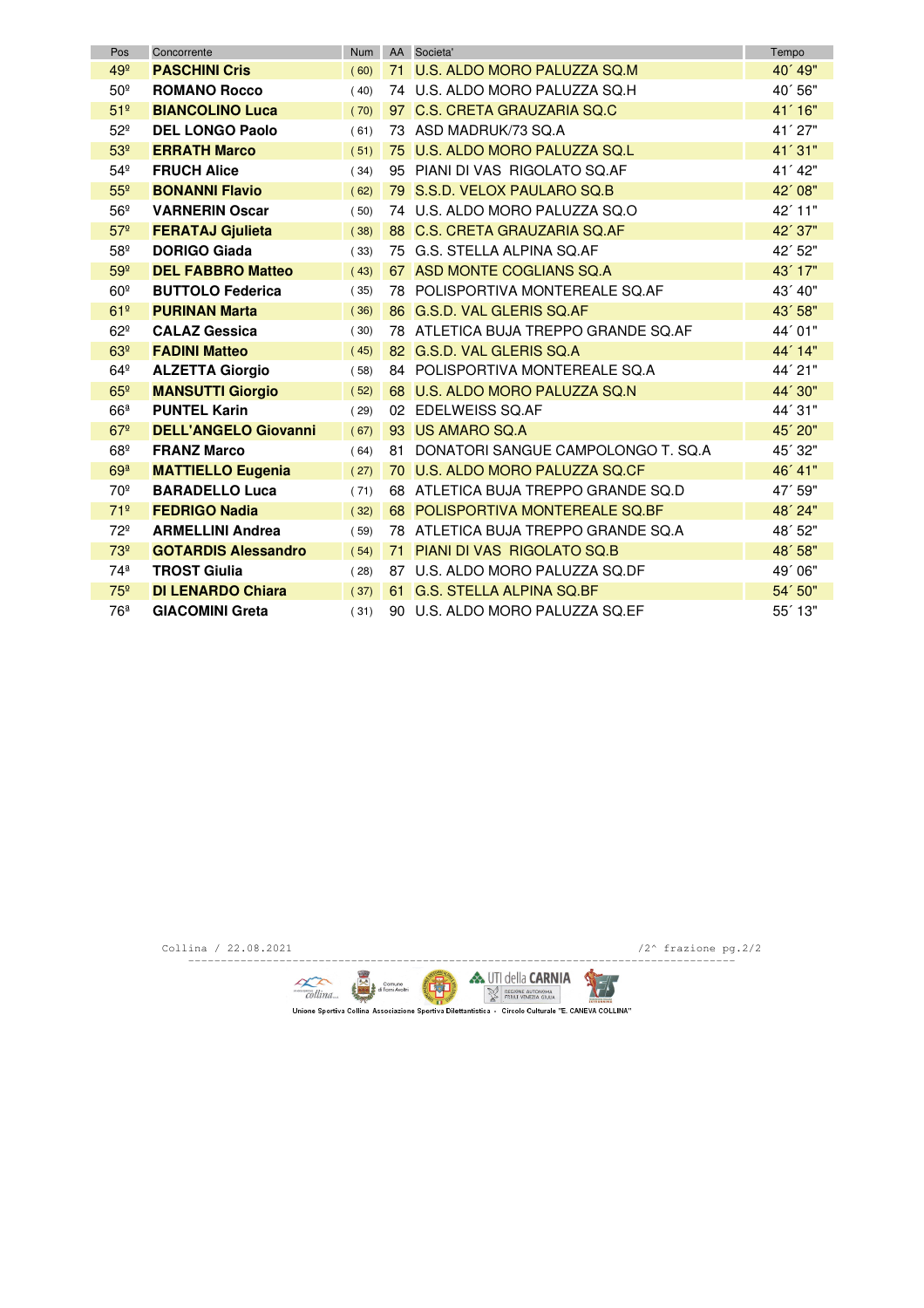| Pos | Concorrente | Num | AA | Societa' | Tempo |
|---|---|---|---|---|---|
| 49º | **PASCHINI Cris** | ( 60) | 71 | U.S. ALDO MORO PALUZZA SQ.M | 40´ 49" |
| 50º | **ROMANO Rocco** | ( 40) | 74 | U.S. ALDO MORO PALUZZA SQ.H | 40´ 56" |
| 51º | **BIANCOLINO Luca** | ( 70) | 97 | C.S. CRETA GRAUZARIA SQ.C | 41´ 16" |
| 52º | **DEL LONGO Paolo** | ( 61) | 73 | ASD MADRUK/73 SQ.A | 41´ 27" |
| 53º | **ERRATH Marco** | ( 51) | 75 | U.S. ALDO MORO PALUZZA SQ.L | 41´ 31" |
| 54º | **FRUCH Alice** | ( 34) | 95 | PIANI DI VAS RIGOLATO SQ.AF | 41´ 42" |
| 55º | **BONANNI Flavio** | ( 62) | 79 | S.S.D. VELOX PAULARO SQ.B | 42´ 08" |
| 56º | **VARNERIN Oscar** | ( 50) | 74 | U.S. ALDO MORO PALUZZA SQ.O | 42´ 11" |
| 57º | **FERATAJ Gjulieta** | ( 38) | 88 | C.S. CRETA GRAUZARIA SQ.AF | 42´ 37" |
| 58º | **DORIGO Giada** | ( 33) | 75 | G.S. STELLA ALPINA SQ.AF | 42´ 52" |
| 59º | **DEL FABBRO Matteo** | ( 43) | 67 | ASD MONTE COGLIANS SQ.A | 43´ 17" |
| 60º | **BUTTOLO Federica** | ( 35) | 78 | POLISPORTIVA MONTEREALE SQ.AF | 43´ 40" |
| 61º | **PURINAN Marta** | ( 36) | 86 | G.S.D. VAL GLERIS SQ.AF | 43´ 58" |
| 62º | **CALAZ Gessica** | ( 30) | 78 | ATLETICA BUJA TREPPO GRANDE SQ.AF | 44´ 01" |
| 63º | **FADINI Matteo** | ( 45) | 82 | G.S.D. VAL GLERIS SQ.A | 44´ 14" |
| 64º | **ALZETTA Giorgio** | ( 58) | 84 | POLISPORTIVA MONTEREALE SQ.A | 44´ 21" |
| 65º | **MANSUTTI Giorgio** | ( 52) | 68 | U.S. ALDO MORO PALUZZA SQ.N | 44´ 30" |
| 66ª | **PUNTEL Karin** | ( 29) | 02 | EDELWEISS SQ.AF | 44´ 31" |
| 67º | **DELL'ANGELO Giovanni** | ( 67) | 93 | US AMARO SQ.A | 45´ 20" |
| 68º | **FRANZ Marco** | ( 64) | 81 | DONATORI SANGUE CAMPOLONGO T. SQ.A | 45´ 32" |
| 69ª | **MATTIELLO Eugenia** | ( 27) | 70 | U.S. ALDO MORO PALUZZA SQ.CF | 46´ 41" |
| 70º | **BARADELLO Luca** | ( 71) | 68 | ATLETICA BUJA TREPPO GRANDE SQ.D | 47´ 59" |
| 71º | **FEDRIGO Nadia** | ( 32) | 68 | POLISPORTIVA MONTEREALE SQ.BF | 48´ 24" |
| 72º | **ARMELLINI Andrea** | ( 59) | 78 | ATLETICA BUJA TREPPO GRANDE SQ.A | 48´ 52" |
| 73º | **GOTARDIS Alessandro** | ( 54) | 71 | PIANI DI VAS RIGOLATO SQ.B | 48´ 58" |
| 74ª | **TROST Giulia** | ( 28) | 87 | U.S. ALDO MORO PALUZZA SQ.DF | 49´ 06" |
| 75º | **DI LENARDO Chiara** | ( 37) | 61 | G.S. STELLA ALPINA SQ.BF | 54´ 50" |
| 76ª | **GIACOMINI Greta** | ( 31) | 90 | U.S. ALDO MORO PALUZZA SQ.EF | 55´ 13" |

Collina / 22.08.2021 /2^ frazione pg.2/2

Unione Sportiva Collina Associazione Sportiva Dilettantistica - Circolo Culturale "E. CANEVA COLLINA"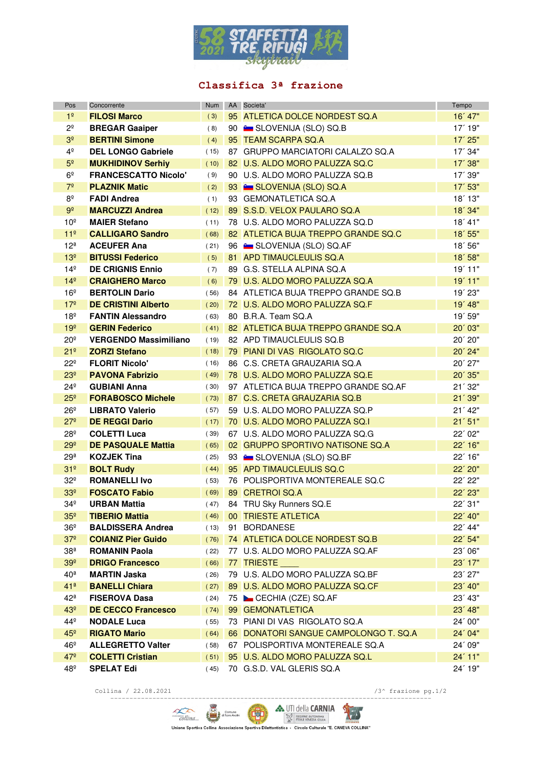58 2021 STAFFETTA TRE RIFUGI skytrail

## Classifica 3ª frazione

| Pos | Concorrente | Num | AA | Societa' | Tempo |
|---|---|---|---|---|---|
| 1º | **FILOSI Marco** | ( 3) | 95 | ATLETICA DOLCE NORDEST SQ.A | 16´ 47" |
| 2º | **BREGAR Gaaiper** | ( 8) | 90 | SLOVENIJA (SLO) SQ.B | 17´ 19" |
| 3º | **BERTINI Simone** | ( 4) | 95 | TEAM SCARPA SQ.A | 17´ 25" |
| 4º | **DEL LONGO Gabriele** | ( 15) | 87 | GRUPPO MARCIATORI CALALZO SQ.A | 17´ 34" |
| 5º | **MUKHIDINOV Serhiy** | ( 10) | 82 | U.S. ALDO MORO PALUZZA SQ.C | 17´ 38" |
| 6º | **FRANCESCATTO Nicolo'** | ( 9) | 90 | U.S. ALDO MORO PALUZZA SQ.B | 17´ 39" |
| 7º | **PLAZNIK Matic** | ( 2) | 93 | SLOVENIJA (SLO) SQ.A | 17´ 53" |
| 8º | **FADI Andrea** | ( 1) | 93 | GEMONATLETICA SQ.A | 18´ 13" |
| 9º | **MARCUZZI Andrea** | ( 12) | 89 | S.S.D. VELOX PAULARO SQ.A | 18´ 34" |
| 10º | **MAIER Stefano** | ( 11) | 78 | U.S. ALDO MORO PALUZZA SQ.D | 18´ 41" |
| 11º | **CALLIGARO Sandro** | ( 68) | 82 | ATLETICA BUJA TREPPO GRANDE SQ.C | 18´ 55" |
| 12ª | **ACEUFER Ana** | ( 21) | 96 | SLOVENIJA (SLO) SQ.AF | 18´ 56" |
| 13º | **BITUSSI Federico** | ( 5) | 81 | APD TIMAUCLEULIS SQ.A | 18´ 58" |
| 14º | **DE CRIGNIS Ennio** | ( 7) | 89 | G.S. STELLA ALPINA SQ.A | 19´ 11" |
| 14º | **CRAIGHERO Marco** | ( 6) | 79 | U.S. ALDO MORO PALUZZA SQ.A | 19´ 11" |
| 16º | **BERTOLIN Dario** | ( 56) | 84 | ATLETICA BUJA TREPPO GRANDE SQ.B | 19´ 23" |
| 17º | **DE CRISTINI Alberto** | ( 20) | 72 | U.S. ALDO MORO PALUZZA SQ.F | 19´ 48" |
| 18º | **FANTIN Alessandro** | ( 63) | 80 | B.R.A. Team SQ.A | 19´ 59" |
| 19º | **GERIN Federico** | ( 41) | 82 | ATLETICA BUJA TREPPO GRANDE SQ.A | 20´ 03" |
| 20º | **VERGENDO Massimiliano** | ( 19) | 82 | APD TIMAUCLEULIS SQ.B | 20´ 20" |
| 21º | **ZORZI Stefano** | ( 18) | 79 | PIANI DI VAS RIGOLATO SQ.C | 20´ 24" |
| 22º | **FLORIT Nicolo'** | ( 16) | 86 | C.S. CRETA GRAUZARIA SQ.A | 20´ 27" |
| 23º | **PAVONA Fabrizio** | ( 49) | 78 | U.S. ALDO MORO PALUZZA SQ.E | 20´ 35" |
| 24º | **GUBIANI Anna** | ( 30) | 97 | ATLETICA BUJA TREPPO GRANDE SQ.AF | 21´ 32" |
| 25º | **FORABOSCO Michele** | ( 73) | 87 | C.S. CRETA GRAUZARIA SQ.B | 21´ 39" |
| 26º | **LIBRATO Valerio** | ( 57) | 59 | U.S. ALDO MORO PALUZZA SQ.P | 21´ 42" |
| 27º | **DE REGGI Dario** | ( 17) | 70 | U.S. ALDO MORO PALUZZA SQ.I | 21´ 51" |
| 28º | **COLETTI Luca** | ( 39) | 67 | U.S. ALDO MORO PALUZZA SQ.G | 22´ 02" |
| 29º | **DE PASQUALE Mattia** | ( 65) | 02 | GRUPPO SPORTIVO NATISONE SQ.A | 22´ 16" |
| 29ª | **KOZJEK Tina** | ( 25) | 93 | SLOVENIJA (SLO) SQ.BF | 22´ 16" |
| 31º | **BOLT Rudy** | ( 44) | 95 | APD TIMAUCLEULIS SQ.C | 22´ 20" |
| 32º | **ROMANELLI Ivo** | ( 53) | 76 | POLISPORTIVA MONTEREALE SQ.C | 22´ 22" |
| 33º | **FOSCATO Fabio** | ( 69) | 89 | CRETROI SQ.A | 22´ 23" |
| 34º | **URBAN Mattia** | ( 47) | 84 | TRU Sky Runners SQ.E | 22´ 31" |
| 35º | **TIBERIO Mattia** | ( 46) | 00 | TRIESTE ATLETICA | 22´ 40" |
| 36º | **BALDISSERA Andrea** | ( 13) | 91 | BORDANESE | 22´ 44" |
| 37º | **COIANIZ Pier Guido** | ( 76) | 74 | ATLETICA DOLCE NORDEST SQ.B | 22´ 54" |
| 38ª | **ROMANIN Paola** | ( 22) | 77 | U.S. ALDO MORO PALUZZA SQ.AF | 23´ 06" |
| 39º | **DRIGO Francesco** | ( 66) | 77 | TRIESTE ____ | 23´ 17" |
| 40ª | **MARTIN Jaska** | ( 26) | 79 | U.S. ALDO MORO PALUZZA SQ.BF | 23´ 27" |
| 41ª | **BANELLI Chiara** | ( 27) | 89 | U.S. ALDO MORO PALUZZA SQ.CF | 23´ 40" |
| 42ª | **FISEROVA Dasa** | ( 24) | 75 | CECHIA (CZE) SQ.AF | 23´ 43" |
| 43º | **DE CECCO Francesco** | ( 74) | 99 | GEMONATLETICA | 23´ 48" |
| 44º | **NODALE Luca** | ( 55) | 73 | PIANI DI VAS RIGOLATO SQ.A | 24´ 00" |
| 45º | **RIGATO Mario** | ( 64) | 66 | DONATORI SANGUE CAMPOLONGO T. SQ.A | 24´ 04" |
| 46º | **ALLEGRETTO Valter** | ( 58) | 67 | POLISPORTIVA MONTEREALE SQ.A | 24´ 09" |
| 47º | **COLETTI Cristian** | ( 51) | 95 | U.S. ALDO MORO PALUZZA SQ.L | 24´ 11" |
| 48º | **SPELAT Edi** | ( 45) | 70 | G.S.D. VAL GLERIS SQ.A | 24´ 19" |

Collina / 22.08.2021 — /3^ frazione pg.1/2

Unione Sportiva Collina Associazione Sportiva Dilettantistica - Circolo Culturale "E. CANEVA COLLINA"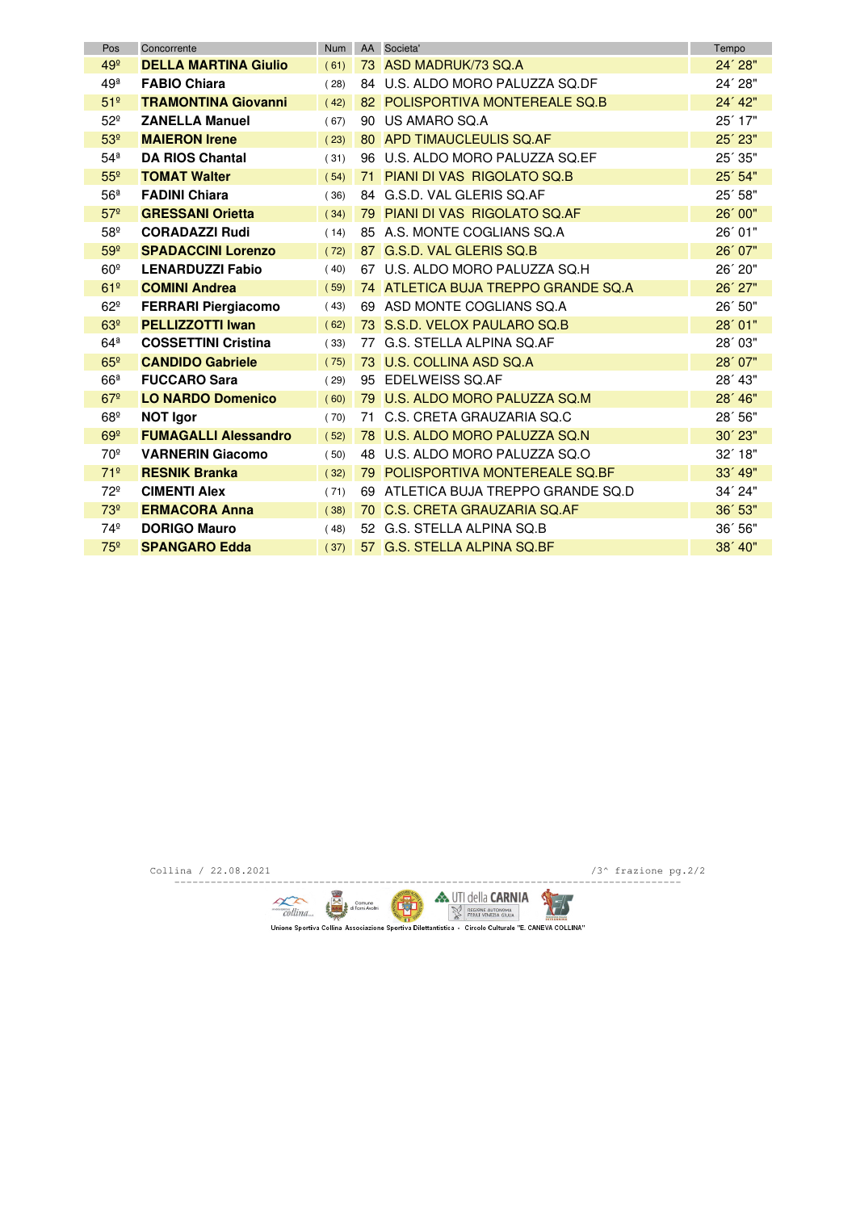| Pos | Concorrente | Num | AA | Societa' | Tempo |
|---|---|---|---|---|---|
| 49º | **DELLA MARTINA Giulio** | ( 61) | 73 | ASD MADRUK/73 SQ.A | 24´ 28" |
| 49ª | **FABIO Chiara** | ( 28) | 84 | U.S. ALDO MORO PALUZZA SQ.DF | 24´ 28" |
| 51º | **TRAMONTINA Giovanni** | ( 42) | 82 | POLISPORTIVA MONTEREALE SQ.B | 24´ 42" |
| 52º | **ZANELLA Manuel** | ( 67) | 90 | US AMARO SQ.A | 25´ 17" |
| 53º | **MAIERON Irene** | ( 23) | 80 | APD TIMAUCLEULIS SQ.AF | 25´ 23" |
| 54ª | **DA RIOS Chantal** | ( 31) | 96 | U.S. ALDO MORO PALUZZA SQ.EF | 25´ 35" |
| 55º | **TOMAT Walter** | ( 54) | 71 | PIANI DI VAS RIGOLATO SQ.B | 25´ 54" |
| 56ª | **FADINI Chiara** | ( 36) | 84 | G.S.D. VAL GLERIS SQ.AF | 25´ 58" |
| 57º | **GRESSANI Orietta** | ( 34) | 79 | PIANI DI VAS RIGOLATO SQ.AF | 26´ 00" |
| 58º | **CORADAZZI Rudi** | ( 14) | 85 | A.S. MONTE COGLIANS SQ.A | 26´ 01" |
| 59º | **SPADACCINI Lorenzo** | ( 72) | 87 | G.S.D. VAL GLERIS SQ.B | 26´ 07" |
| 60º | **LENARDUZZI Fabio** | ( 40) | 67 | U.S. ALDO MORO PALUZZA SQ.H | 26´ 20" |
| 61º | **COMINI Andrea** | ( 59) | 74 | ATLETICA BUJA TREPPO GRANDE SQ.A | 26´ 27" |
| 62º | **FERRARI Piergiacomo** | ( 43) | 69 | ASD MONTE COGLIANS SQ.A | 26´ 50" |
| 63º | **PELLIZZOTTI Iwan** | ( 62) | 73 | S.S.D. VELOX PAULARO SQ.B | 28´ 01" |
| 64ª | **COSSETTINI Cristina** | ( 33) | 77 | G.S. STELLA ALPINA SQ.AF | 28´ 03" |
| 65º | **CANDIDO Gabriele** | ( 75) | 73 | U.S. COLLINA ASD SQ.A | 28´ 07" |
| 66ª | **FUCCARO Sara** | ( 29) | 95 | EDELWEISS SQ.AF | 28´ 43" |
| 67º | **LO NARDO Domenico** | ( 60) | 79 | U.S. ALDO MORO PALUZZA SQ.M | 28´ 46" |
| 68º | **NOT Igor** | ( 70) | 71 | C.S. CRETA GRAUZARIA SQ.C | 28´ 56" |
| 69º | **FUMAGALLI Alessandro** | ( 52) | 78 | U.S. ALDO MORO PALUZZA SQ.N | 30´ 23" |
| 70º | **VARNERIN Giacomo** | ( 50) | 48 | U.S. ALDO MORO PALUZZA SQ.O | 32´ 18" |
| 71º | **RESNIK Branka** | ( 32) | 79 | POLISPORTIVA MONTEREALE SQ.BF | 33´ 49" |
| 72º | **CIMENTI Alex** | ( 71) | 69 | ATLETICA BUJA TREPPO GRANDE SQ.D | 34´ 24" |
| 73º | **ERMACORA Anna** | ( 38) | 70 | C.S. CRETA GRAUZARIA SQ.AF | 36´ 53" |
| 74º | **DORIGO Mauro** | ( 48) | 52 | G.S. STELLA ALPINA SQ.B | 36´ 56" |
| 75º | **SPANGARO Edda** | ( 37) | 57 | G.S. STELLA ALPINA SQ.BF | 38´ 40" |

Collina / 22.08.2021 /3^ frazione pg.2/2

Unione Sportiva Collina Associazione Sportiva Dilettantistica - Circolo Culturale "E. CANEVA COLLINA"